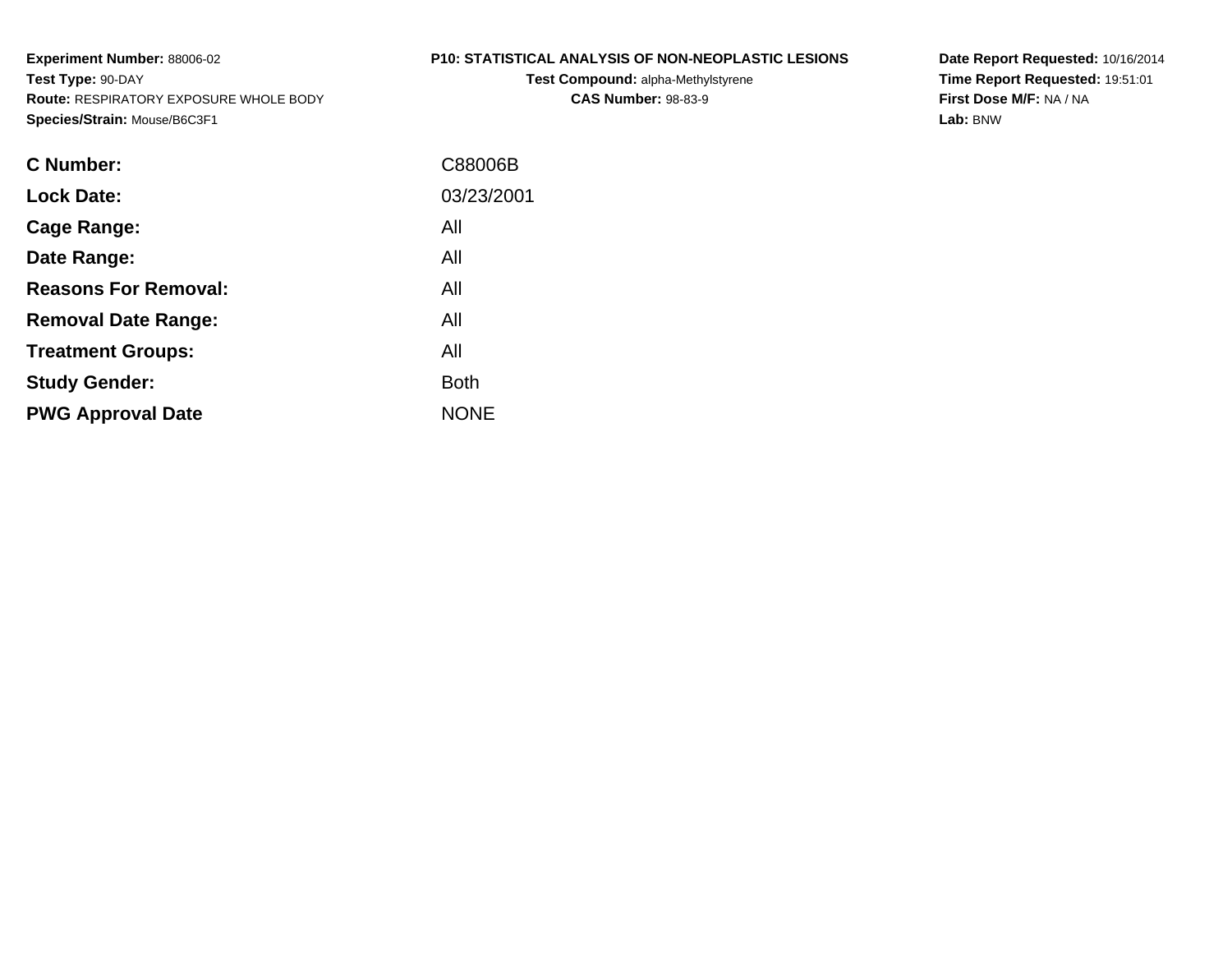**Experiment Number:** 88006-02
**Test Type:** 90-DAY
**Route:** RESPIRATORY EXPOSURE WHOLE BODY
**Species/Strain:** Mouse/B6C3F1

**P10: STATISTICAL ANALYSIS OF NON-NEOPLASTIC LESIONS**
**Test Compound:** alpha-Methylstyrene
**CAS Number:** 98-83-9

**Date Report Requested:** 10/16/2014
**Time Report Requested:** 19:51:01
**First Dose M/F:** NA / NA
**Lab:** BNW

| | |
|---|---|
| **C Number:** | C88006B |
| **Lock Date:** | 03/23/2001 |
| **Cage Range:** | All |
| **Date Range:** | All |
| **Reasons For Removal:** | All |
| **Removal Date Range:** | All |
| **Treatment Groups:** | All |
| **Study Gender:** | Both |
| **PWG Approval Date** | NONE |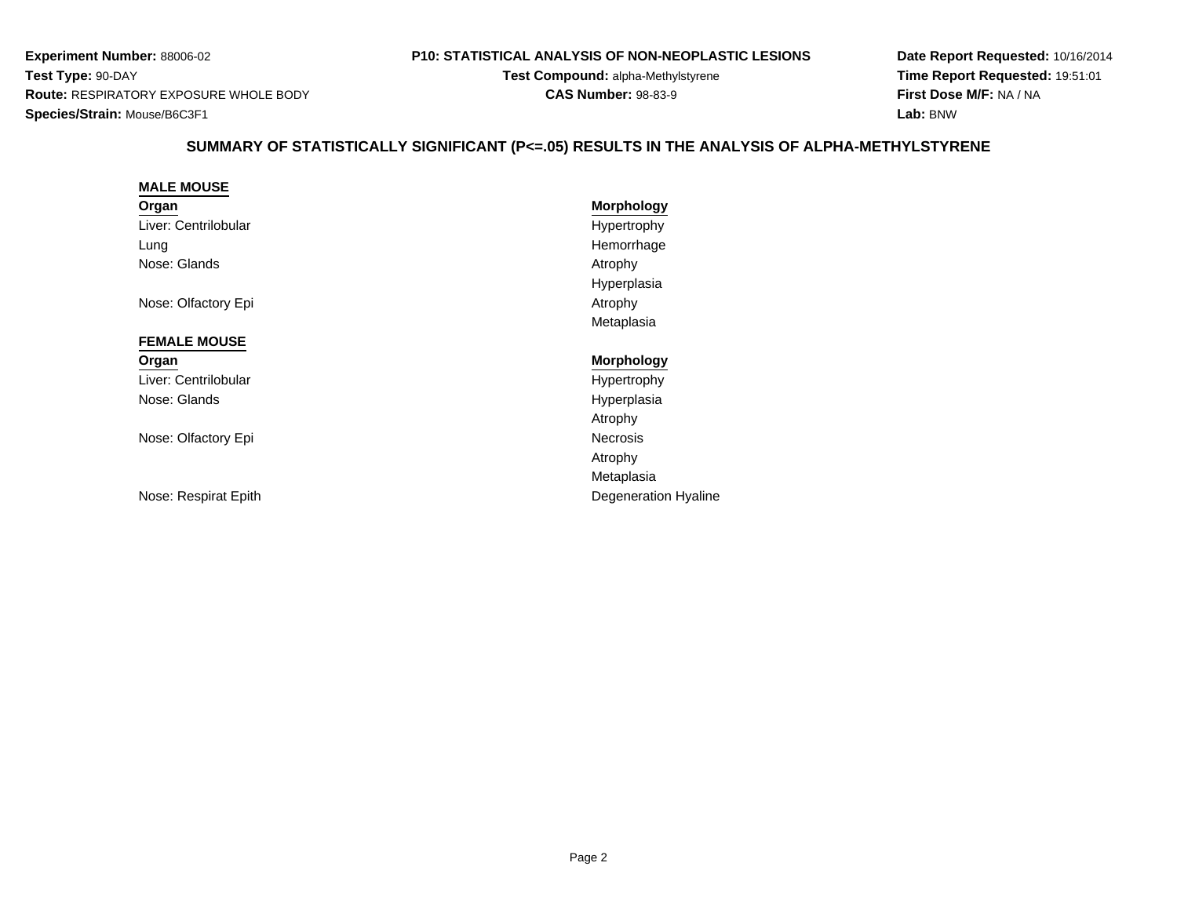**Experiment Number:** 88006-02
**Test Type:** 90-DAY
**Route:** RESPIRATORY EXPOSURE WHOLE BODY
**Species/Strain:** Mouse/B6C3F1

**P10: STATISTICAL ANALYSIS OF NON-NEOPLASTIC LESIONS**
**Test Compound:** alpha-Methylstyrene
**CAS Number:** 98-83-9

**Date Report Requested:** 10/16/2014
**Time Report Requested:** 19:51:01
**First Dose M/F:** NA / NA
**Lab:** BNW

## SUMMARY OF STATISTICALLY SIGNIFICANT (P<=.05) RESULTS IN THE ANALYSIS OF ALPHA-METHYLSTYRENE

### MALE MOUSE

| Organ | Morphology |
|---|---|
| Liver: Centrilobular | Hypertrophy |
| Lung | Hemorrhage |
| Nose: Glands | Atrophy |
| | Hyperplasia |
| Nose: Olfactory Epi | Atrophy |
| | Metaplasia |

### FEMALE MOUSE

| Organ | Morphology |
|---|---|
| Liver: Centrilobular | Hypertrophy |
| Nose: Glands | Hyperplasia |
| | Atrophy |
| Nose: Olfactory Epi | Necrosis |
| | Atrophy |
| | Metaplasia |
| Nose: Respirat Epith | Degeneration Hyaline |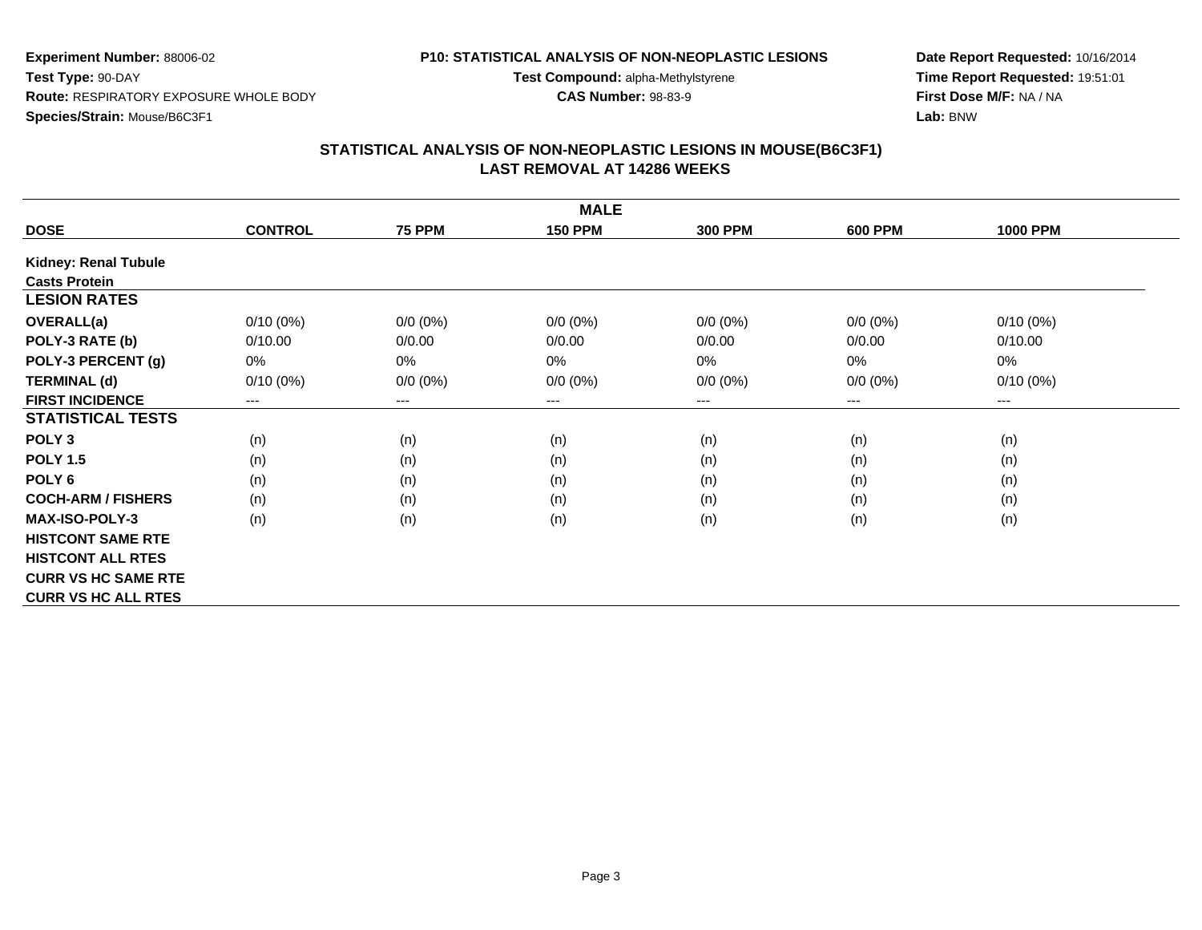**Experiment Number:** 88006-02
**Test Type:** 90-DAY
**Route:** RESPIRATORY EXPOSURE WHOLE BODY
**Species/Strain:** Mouse/B6C3F1

**P10: STATISTICAL ANALYSIS OF NON-NEOPLASTIC LESIONS**
**Test Compound:** alpha-Methylstyrene
**CAS Number:** 98-83-9

**Date Report Requested:** 10/16/2014
**Time Report Requested:** 19:51:01
**First Dose M/F:** NA / NA
**Lab:** BNW

## STATISTICAL ANALYSIS OF NON-NEOPLASTIC LESIONS IN MOUSE(B6C3F1)
## LAST REMOVAL AT 14286 WEEKS

| MALE | | | | | | |
|---|---|---|---|---|---|---|
| **DOSE** | **CONTROL** | **75 PPM** | **150 PPM** | **300 PPM** | **600 PPM** | **1000 PPM** |
| **Kidney: Renal Tubule** | | | | | | |
| **Casts Protein** | | | | | | |
| **LESION RATES** | | | | | | |
| **OVERALL(a)** | 0/10 (0%) | 0/0 (0%) | 0/0 (0%) | 0/0 (0%) | 0/0 (0%) | 0/10 (0%) |
| **POLY-3 RATE (b)** | 0/10.00 | 0/0.00 | 0/0.00 | 0/0.00 | 0/0.00 | 0/10.00 |
| **POLY-3 PERCENT (g)** | 0% | 0% | 0% | 0% | 0% | 0% |
| **TERMINAL (d)** | 0/10 (0%) | 0/0 (0%) | 0/0 (0%) | 0/0 (0%) | 0/0 (0%) | 0/10 (0%) |
| **FIRST INCIDENCE** | --- | --- | --- | --- | --- | --- |
| **STATISTICAL TESTS** | | | | | | |
| **POLY 3** | (n) | (n) | (n) | (n) | (n) | (n) |
| **POLY 1.5** | (n) | (n) | (n) | (n) | (n) | (n) |
| **POLY 6** | (n) | (n) | (n) | (n) | (n) | (n) |
| **COCH-ARM / FISHERS** | (n) | (n) | (n) | (n) | (n) | (n) |
| **MAX-ISO-POLY-3** | (n) | (n) | (n) | (n) | (n) | (n) |
| **HISTCONT SAME RTE** | | | | | | |
| **HISTCONT ALL RTES** | | | | | | |
| **CURR VS HC SAME RTE** | | | | | | |
| **CURR VS HC ALL RTES** | | | | | | |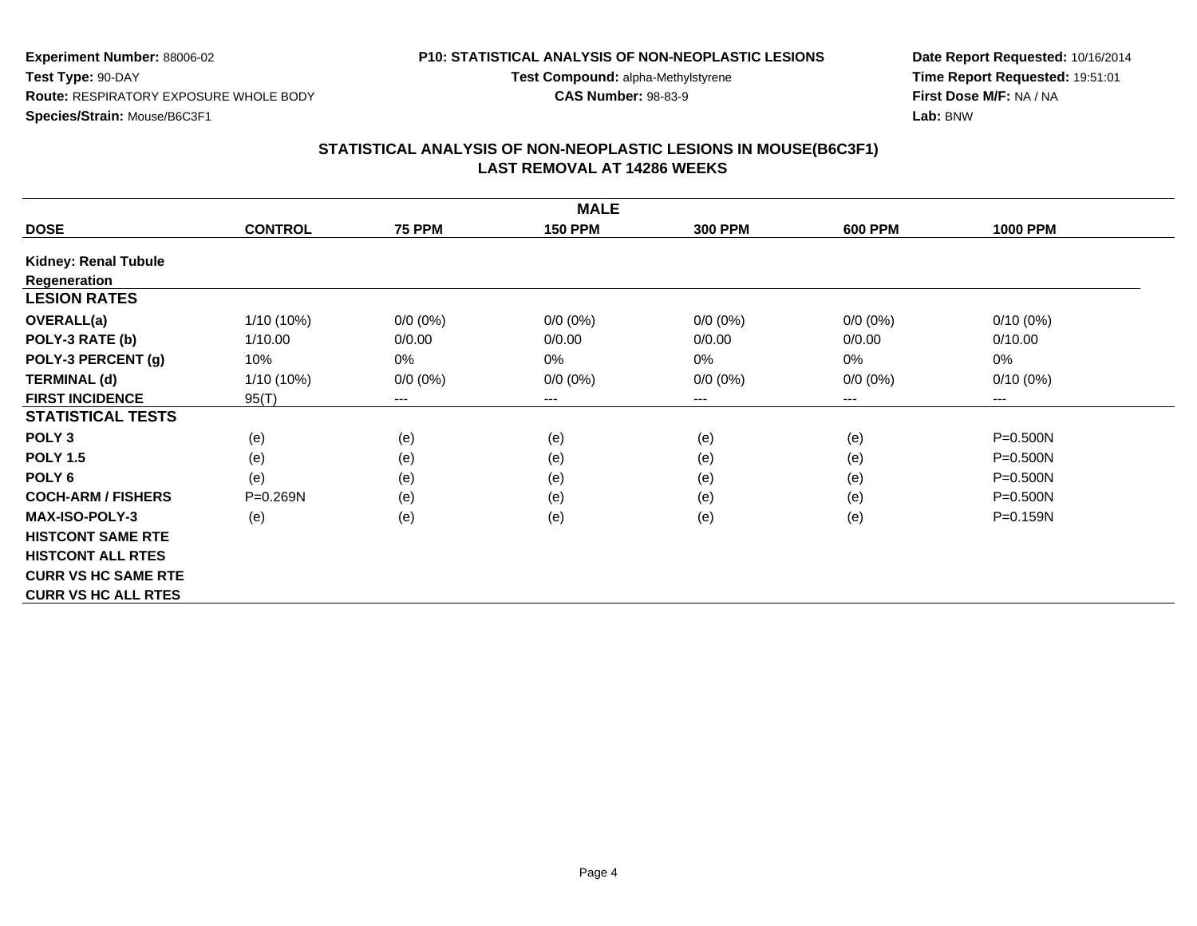**Experiment Number:** 88006-02
**Test Type:** 90-DAY
**Route:** RESPIRATORY EXPOSURE WHOLE BODY
**Species/Strain:** Mouse/B6C3F1

**P10: STATISTICAL ANALYSIS OF NON-NEOPLASTIC LESIONS**
**Test Compound:** alpha-Methylstyrene
**CAS Number:** 98-83-9

**Date Report Requested:** 10/16/2014
**Time Report Requested:** 19:51:01
**First Dose M/F:** NA / NA
**Lab:** BNW

## STATISTICAL ANALYSIS OF NON-NEOPLASTIC LESIONS IN MOUSE(B6C3F1)
## LAST REMOVAL AT 14286 WEEKS

| MALE | | | | | | |
|---|---|---|---|---|---|---|
| **DOSE** | **CONTROL** | **75 PPM** | **150 PPM** | **300 PPM** | **600 PPM** | **1000 PPM** |
| **Kidney: Renal Tubule** | | | | | | |
| **Regeneration** | | | | | | |
| **LESION RATES** | | | | | | |
| **OVERALL(a)** | 1/10 (10%) | 0/0 (0%) | 0/0 (0%) | 0/0 (0%) | 0/0 (0%) | 0/10 (0%) |
| **POLY-3 RATE (b)** | 1/10.00 | 0/0.00 | 0/0.00 | 0/0.00 | 0/0.00 | 0/10.00 |
| **POLY-3 PERCENT (g)** | 10% | 0% | 0% | 0% | 0% | 0% |
| **TERMINAL (d)** | 1/10 (10%) | 0/0 (0%) | 0/0 (0%) | 0/0 (0%) | 0/0 (0%) | 0/10 (0%) |
| **FIRST INCIDENCE** | 95(T) | --- | --- | --- | --- | --- |
| **STATISTICAL TESTS** | | | | | | |
| **POLY 3** | (e) | (e) | (e) | (e) | (e) | P=0.500N |
| **POLY 1.5** | (e) | (e) | (e) | (e) | (e) | P=0.500N |
| **POLY 6** | (e) | (e) | (e) | (e) | (e) | P=0.500N |
| **COCH-ARM / FISHERS** | P=0.269N | (e) | (e) | (e) | (e) | P=0.500N |
| **MAX-ISO-POLY-3** | (e) | (e) | (e) | (e) | (e) | P=0.159N |
| **HISTCONT SAME RTE** | | | | | | |
| **HISTCONT ALL RTES** | | | | | | |
| **CURR VS HC SAME RTE** | | | | | | |
| **CURR VS HC ALL RTES** | | | | | | |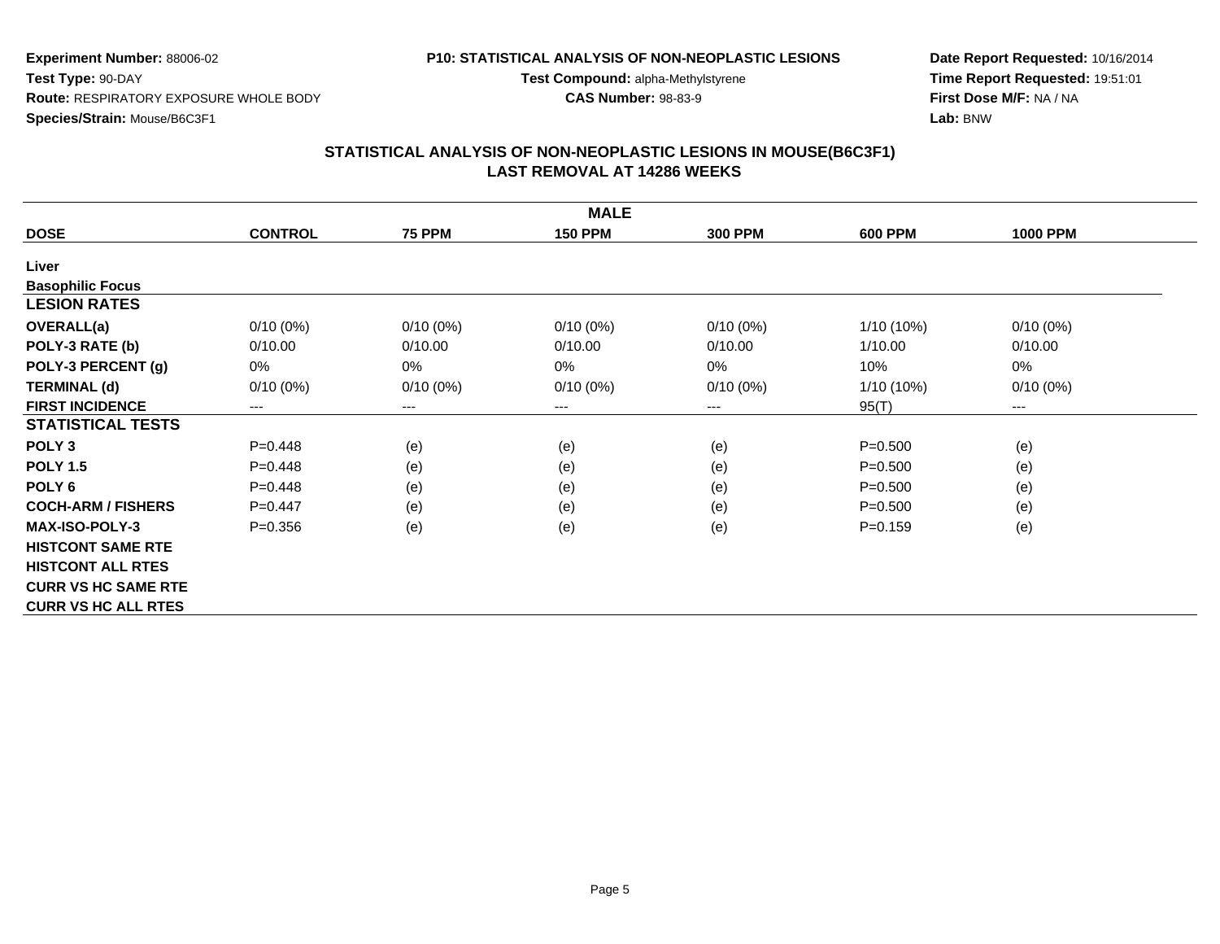**Experiment Number:** 88006-02
**Test Type:** 90-DAY
**Route:** RESPIRATORY EXPOSURE WHOLE BODY
**Species/Strain:** Mouse/B6C3F1

**P10: STATISTICAL ANALYSIS OF NON-NEOPLASTIC LESIONS**
**Test Compound:** alpha-Methylstyrene
**CAS Number:** 98-83-9

**Date Report Requested:** 10/16/2014
**Time Report Requested:** 19:51:01
**First Dose M/F:** NA / NA
**Lab:** BNW

## STATISTICAL ANALYSIS OF NON-NEOPLASTIC LESIONS IN MOUSE(B6C3F1)
## LAST REMOVAL AT 14286 WEEKS

| MALE | | | | | | |
|---|---|---|---|---|---|---|
| **DOSE** | **CONTROL** | **75 PPM** | **150 PPM** | **300 PPM** | **600 PPM** | **1000 PPM** |
| **Liver** | | | | | | |
| **Basophilic Focus** | | | | | | |
| **LESION RATES** | | | | | | |
| **OVERALL(a)** | 0/10 (0%) | 0/10 (0%) | 0/10 (0%) | 0/10 (0%) | 1/10 (10%) | 0/10 (0%) |
| **POLY-3 RATE (b)** | 0/10.00 | 0/10.00 | 0/10.00 | 0/10.00 | 1/10.00 | 0/10.00 |
| **POLY-3 PERCENT (g)** | 0% | 0% | 0% | 0% | 10% | 0% |
| **TERMINAL (d)** | 0/10 (0%) | 0/10 (0%) | 0/10 (0%) | 0/10 (0%) | 1/10 (10%) | 0/10 (0%) |
| **FIRST INCIDENCE** | --- | --- | --- | --- | 95(T) | --- |
| **STATISTICAL TESTS** | | | | | | |
| **POLY 3** | P=0.448 | (e) | (e) | (e) | P=0.500 | (e) |
| **POLY 1.5** | P=0.448 | (e) | (e) | (e) | P=0.500 | (e) |
| **POLY 6** | P=0.448 | (e) | (e) | (e) | P=0.500 | (e) |
| **COCH-ARM / FISHERS** | P=0.447 | (e) | (e) | (e) | P=0.500 | (e) |
| **MAX-ISO-POLY-3** | P=0.356 | (e) | (e) | (e) | P=0.159 | (e) |
| **HISTCONT SAME RTE** | | | | | | |
| **HISTCONT ALL RTES** | | | | | | |
| **CURR VS HC SAME RTE** | | | | | | |
| **CURR VS HC ALL RTES** | | | | | | |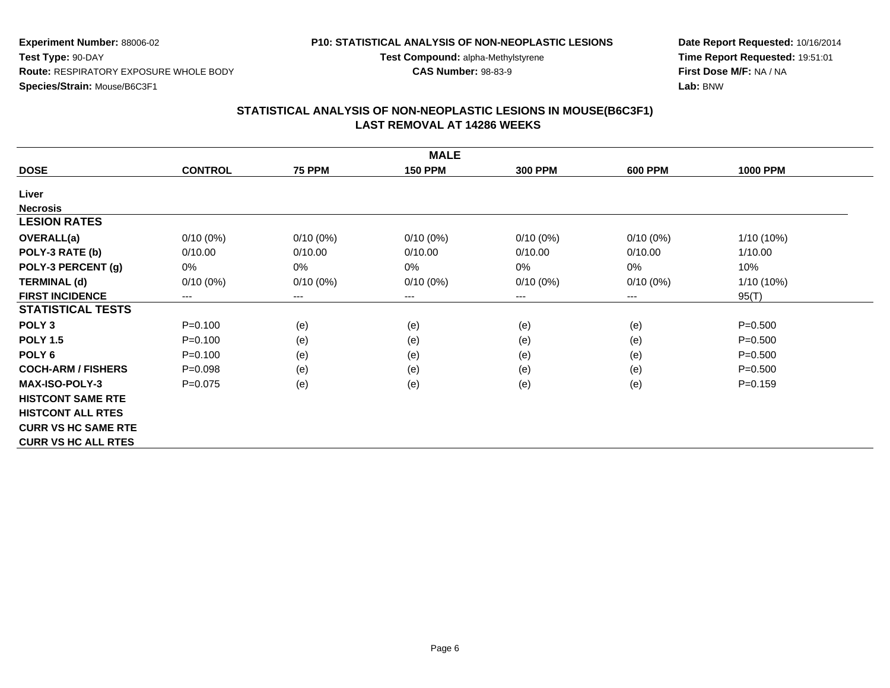**Experiment Number:** 88006-02
**Test Type:** 90-DAY
**Route:** RESPIRATORY EXPOSURE WHOLE BODY
**Species/Strain:** Mouse/B6C3F1

**P10: STATISTICAL ANALYSIS OF NON-NEOPLASTIC LESIONS**
**Test Compound:** alpha-Methylstyrene
**CAS Number:** 98-83-9

**Date Report Requested:** 10/16/2014
**Time Report Requested:** 19:51:01
**First Dose M/F:** NA / NA
**Lab:** BNW

## STATISTICAL ANALYSIS OF NON-NEOPLASTIC LESIONS IN MOUSE(B6C3F1)
## LAST REMOVAL AT 14286 WEEKS

| | MALE | | | | | |
|---|---|---|---|---|---|---|
| **DOSE** | **CONTROL** | **75 PPM** | **150 PPM** | **300 PPM** | **600 PPM** | **1000 PPM** |
| **Liver** | | | | | | |
| **Necrosis** | | | | | | |
| **LESION RATES** | | | | | | |
| **OVERALL(a)** | 0/10 (0%) | 0/10 (0%) | 0/10 (0%) | 0/10 (0%) | 0/10 (0%) | 1/10 (10%) |
| **POLY-3 RATE (b)** | 0/10.00 | 0/10.00 | 0/10.00 | 0/10.00 | 0/10.00 | 1/10.00 |
| **POLY-3 PERCENT (g)** | 0% | 0% | 0% | 0% | 0% | 10% |
| **TERMINAL (d)** | 0/10 (0%) | 0/10 (0%) | 0/10 (0%) | 0/10 (0%) | 0/10 (0%) | 1/10 (10%) |
| **FIRST INCIDENCE** | --- | --- | --- | --- | --- | 95(T) |
| **STATISTICAL TESTS** | | | | | | |
| **POLY 3** | P=0.100 | (e) | (e) | (e) | (e) | P=0.500 |
| **POLY 1.5** | P=0.100 | (e) | (e) | (e) | (e) | P=0.500 |
| **POLY 6** | P=0.100 | (e) | (e) | (e) | (e) | P=0.500 |
| **COCH-ARM / FISHERS** | P=0.098 | (e) | (e) | (e) | (e) | P=0.500 |
| **MAX-ISO-POLY-3** | P=0.075 | (e) | (e) | (e) | (e) | P=0.159 |
| **HISTCONT SAME RTE** | | | | | | |
| **HISTCONT ALL RTES** | | | | | | |
| **CURR VS HC SAME RTE** | | | | | | |
| **CURR VS HC ALL RTES** | | | | | | |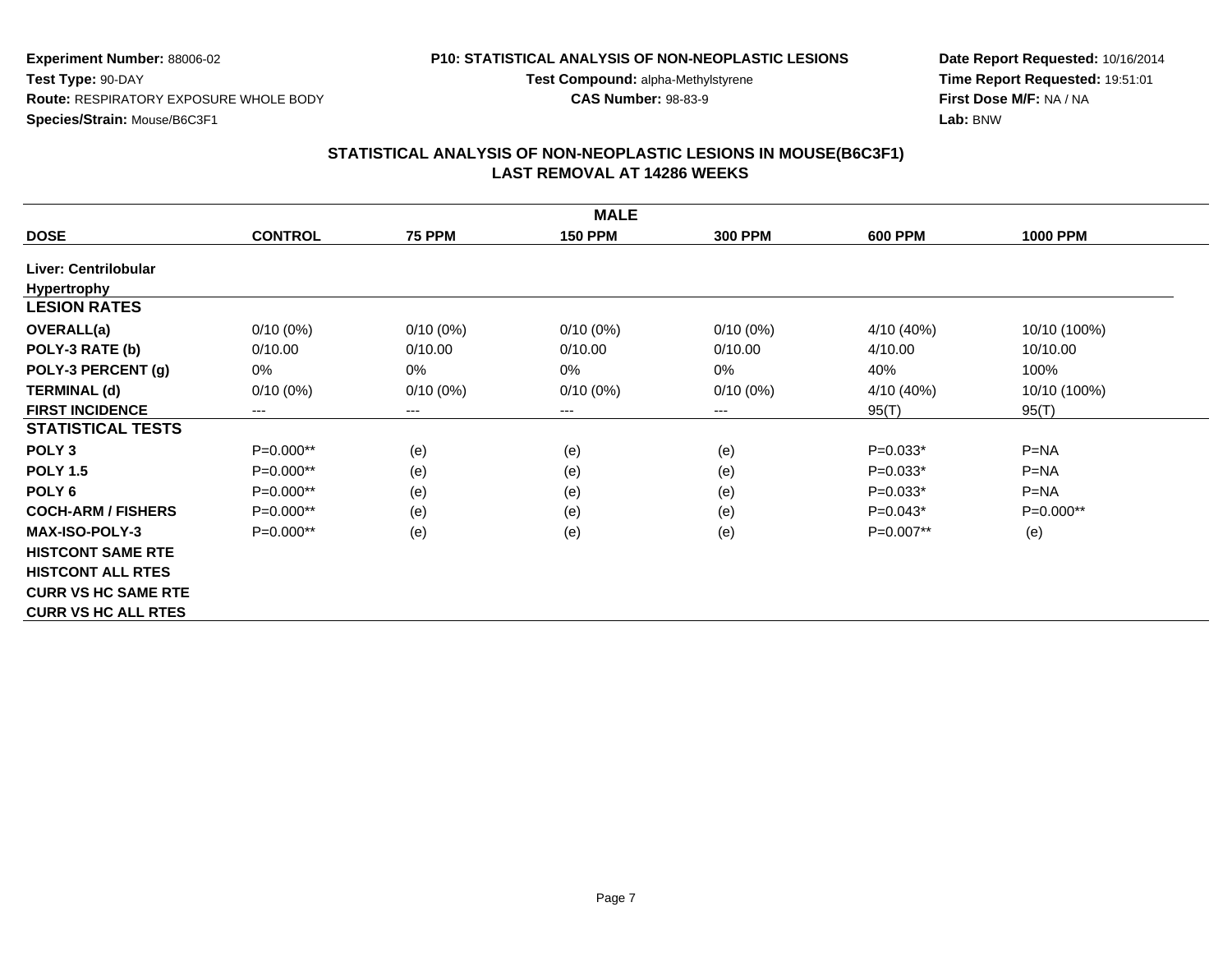**Experiment Number:** 88006-02
**Test Type:** 90-DAY
**Route:** RESPIRATORY EXPOSURE WHOLE BODY
**Species/Strain:** Mouse/B6C3F1

**P10: STATISTICAL ANALYSIS OF NON-NEOPLASTIC LESIONS**
**Test Compound:** alpha-Methylstyrene
**CAS Number:** 98-83-9

**Date Report Requested:** 10/16/2014
**Time Report Requested:** 19:51:01
**First Dose M/F:** NA / NA
**Lab:** BNW

## STATISTICAL ANALYSIS OF NON-NEOPLASTIC LESIONS IN MOUSE(B6C3F1)
## LAST REMOVAL AT 14286 WEEKS

| MALE | | | | | | |
|---|---|---|---|---|---|---|
| **DOSE** | **CONTROL** | **75 PPM** | **150 PPM** | **300 PPM** | **600 PPM** | **1000 PPM** |
| **Liver: Centrilobular Hypertrophy** | | | | | | |
| **LESION RATES** | | | | | | |
| **OVERALL(a)** | 0/10 (0%) | 0/10 (0%) | 0/10 (0%) | 0/10 (0%) | 4/10 (40%) | 10/10 (100%) |
| **POLY-3 RATE (b)** | 0/10.00 | 0/10.00 | 0/10.00 | 0/10.00 | 4/10.00 | 10/10.00 |
| **POLY-3 PERCENT (g)** | 0% | 0% | 0% | 0% | 40% | 100% |
| **TERMINAL (d)** | 0/10 (0%) | 0/10 (0%) | 0/10 (0%) | 0/10 (0%) | 4/10 (40%) | 10/10 (100%) |
| **FIRST INCIDENCE** | --- | --- | --- | --- | 95(T) | 95(T) |
| **STATISTICAL TESTS** | | | | | | |
| **POLY 3** | P=0.000** | (e) | (e) | (e) | P=0.033* | P=NA |
| **POLY 1.5** | P=0.000** | (e) | (e) | (e) | P=0.033* | P=NA |
| **POLY 6** | P=0.000** | (e) | (e) | (e) | P=0.033* | P=NA |
| **COCH-ARM / FISHERS** | P=0.000** | (e) | (e) | (e) | P=0.043* | P=0.000** |
| **MAX-ISO-POLY-3** | P=0.000** | (e) | (e) | (e) | P=0.007** | (e) |
| **HISTCONT SAME RTE** | | | | | | |
| **HISTCONT ALL RTES** | | | | | | |
| **CURR VS HC SAME RTE** | | | | | | |
| **CURR VS HC ALL RTES** | | | | | | |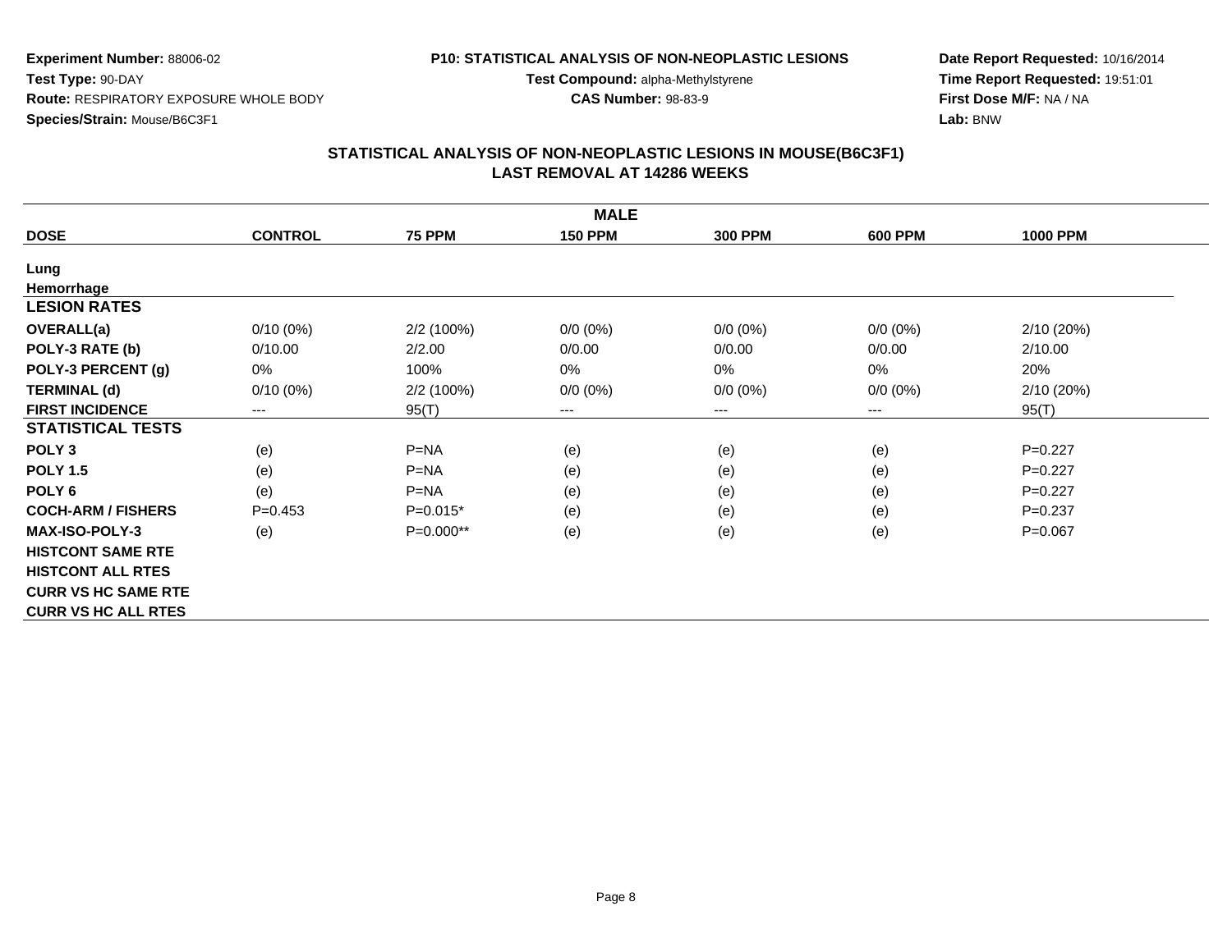**Experiment Number:** 88006-02
**Test Type:** 90-DAY
**Route:** RESPIRATORY EXPOSURE WHOLE BODY
**Species/Strain:** Mouse/B6C3F1

**P10: STATISTICAL ANALYSIS OF NON-NEOPLASTIC LESIONS**
**Test Compound:** alpha-Methylstyrene
**CAS Number:** 98-83-9

**Date Report Requested:** 10/16/2014
**Time Report Requested:** 19:51:01
**First Dose M/F:** NA / NA
**Lab:** BNW

## STATISTICAL ANALYSIS OF NON-NEOPLASTIC LESIONS IN MOUSE(B6C3F1)
## LAST REMOVAL AT 14286 WEEKS

| | MALE | | | | | |
|---|---|---|---|---|---|---|
| **DOSE** | **CONTROL** | **75 PPM** | **150 PPM** | **300 PPM** | **600 PPM** | **1000 PPM** |
| **Lung** | | | | | | |
| **Hemorrhage** | | | | | | |
| **LESION RATES** | | | | | | |
| **OVERALL(a)** | 0/10 (0%) | 2/2 (100%) | 0/0 (0%) | 0/0 (0%) | 0/0 (0%) | 2/10 (20%) |
| **POLY-3 RATE (b)** | 0/10.00 | 2/2.00 | 0/0.00 | 0/0.00 | 0/0.00 | 2/10.00 |
| **POLY-3 PERCENT (g)** | 0% | 100% | 0% | 0% | 0% | 20% |
| **TERMINAL (d)** | 0/10 (0%) | 2/2 (100%) | 0/0 (0%) | 0/0 (0%) | 0/0 (0%) | 2/10 (20%) |
| **FIRST INCIDENCE** | --- | 95(T) | --- | --- | --- | 95(T) |
| **STATISTICAL TESTS** | | | | | | |
| **POLY 3** | (e) | P=NA | (e) | (e) | (e) | P=0.227 |
| **POLY 1.5** | (e) | P=NA | (e) | (e) | (e) | P=0.227 |
| **POLY 6** | (e) | P=NA | (e) | (e) | (e) | P=0.227 |
| **COCH-ARM / FISHERS** | P=0.453 | P=0.015* | (e) | (e) | (e) | P=0.237 |
| **MAX-ISO-POLY-3** | (e) | P=0.000** | (e) | (e) | (e) | P=0.067 |
| **HISTCONT SAME RTE** | | | | | | |
| **HISTCONT ALL RTES** | | | | | | |
| **CURR VS HC SAME RTE** | | | | | | |
| **CURR VS HC ALL RTES** | | | | | | |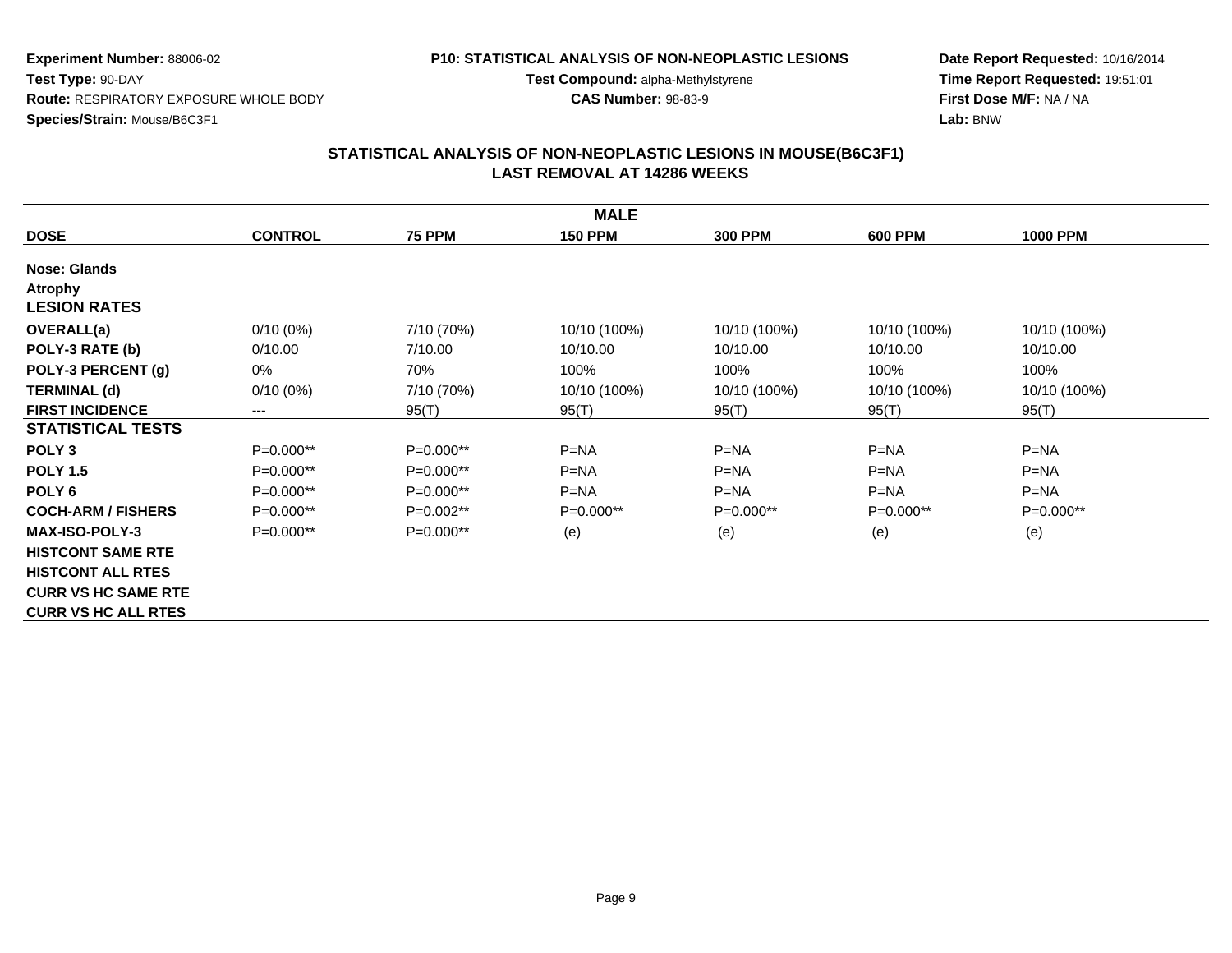**Experiment Number:** 88006-02
**Test Type:** 90-DAY
**Route:** RESPIRATORY EXPOSURE WHOLE BODY
**Species/Strain:** Mouse/B6C3F1

**P10: STATISTICAL ANALYSIS OF NON-NEOPLASTIC LESIONS**
**Test Compound:** alpha-Methylstyrene
**CAS Number:** 98-83-9

**Date Report Requested:** 10/16/2014
**Time Report Requested:** 19:51:01
**First Dose M/F:** NA / NA
**Lab:** BNW

## STATISTICAL ANALYSIS OF NON-NEOPLASTIC LESIONS IN MOUSE(B6C3F1)
## LAST REMOVAL AT 14286 WEEKS

| MALE | | | | | | |
|---|---|---|---|---|---|---|
| **DOSE** | **CONTROL** | **75 PPM** | **150 PPM** | **300 PPM** | **600 PPM** | **1000 PPM** |
| **Nose: Glands** | | | | | | |
| **Atrophy** | | | | | | |
| **LESION RATES** | | | | | | |
| **OVERALL(a)** | 0/10 (0%) | 7/10 (70%) | 10/10 (100%) | 10/10 (100%) | 10/10 (100%) | 10/10 (100%) |
| **POLY-3 RATE (b)** | 0/10.00 | 7/10.00 | 10/10.00 | 10/10.00 | 10/10.00 | 10/10.00 |
| **POLY-3 PERCENT (g)** | 0% | 70% | 100% | 100% | 100% | 100% |
| **TERMINAL (d)** | 0/10 (0%) | 7/10 (70%) | 10/10 (100%) | 10/10 (100%) | 10/10 (100%) | 10/10 (100%) |
| **FIRST INCIDENCE** | --- | 95(T) | 95(T) | 95(T) | 95(T) | 95(T) |
| **STATISTICAL TESTS** | | | | | | |
| **POLY 3** | P=0.000** | P=0.000** | P=NA | P=NA | P=NA | P=NA |
| **POLY 1.5** | P=0.000** | P=0.000** | P=NA | P=NA | P=NA | P=NA |
| **POLY 6** | P=0.000** | P=0.000** | P=NA | P=NA | P=NA | P=NA |
| **COCH-ARM / FISHERS** | P=0.000** | P=0.002** | P=0.000** | P=0.000** | P=0.000** | P=0.000** |
| **MAX-ISO-POLY-3** | P=0.000** | P=0.000** | (e) | (e) | (e) | (e) |
| **HISTCONT SAME RTE** | | | | | | |
| **HISTCONT ALL RTES** | | | | | | |
| **CURR VS HC SAME RTE** | | | | | | |
| **CURR VS HC ALL RTES** | | | | | | |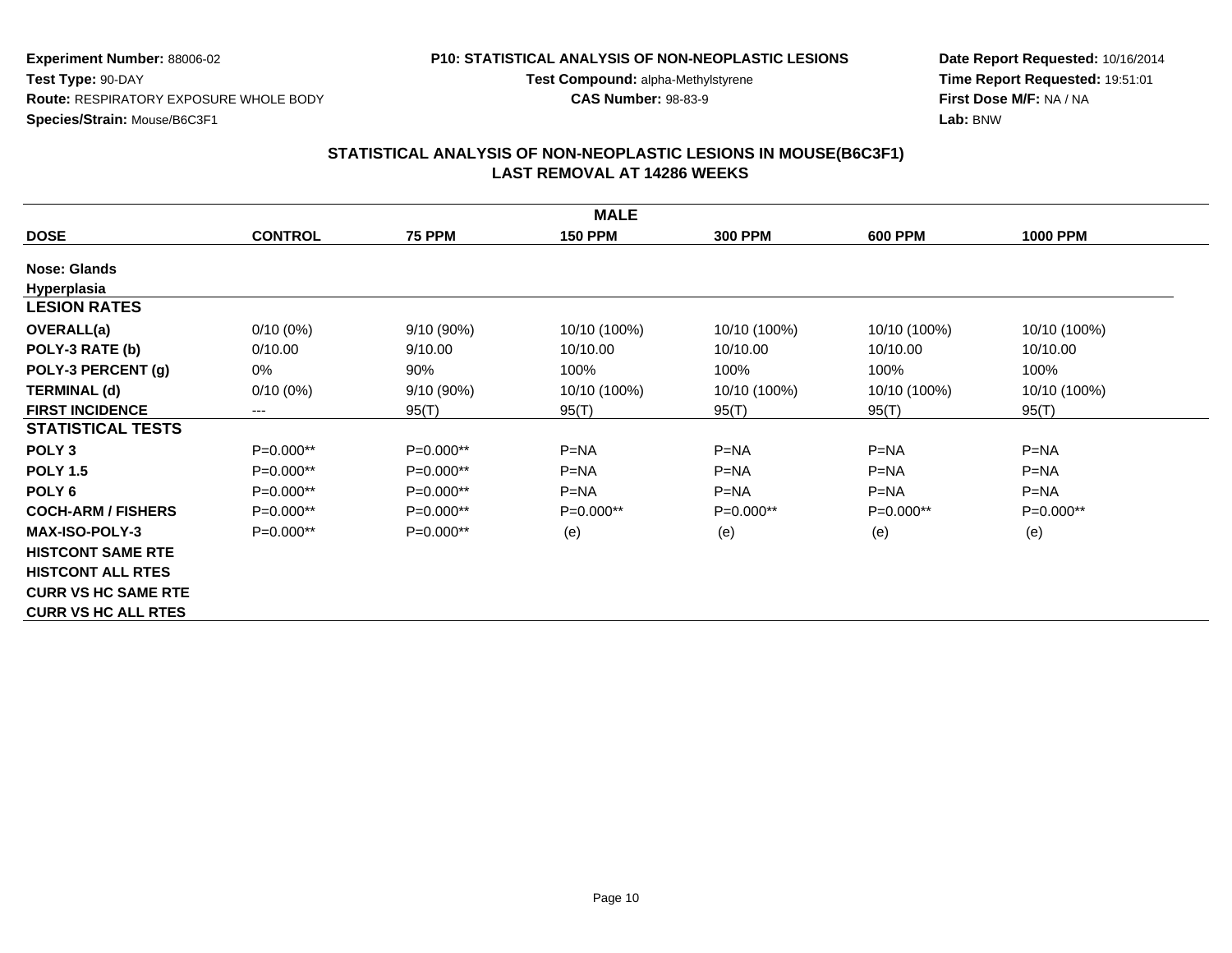Experiment Number: 88006-02
Test Type: 90-DAY
Route: RESPIRATORY EXPOSURE WHOLE BODY
Species/Strain: Mouse/B6C3F1

**P10: STATISTICAL ANALYSIS OF NON-NEOPLASTIC LESIONS**
**Test Compound:** alpha-Methylstyrene
**CAS Number:** 98-83-9

**Date Report Requested:** 10/16/2014
**Time Report Requested:** 19:51:01
**First Dose M/F:** NA / NA
**Lab:** BNW

## STATISTICAL ANALYSIS OF NON-NEOPLASTIC LESIONS IN MOUSE(B6C3F1)
## LAST REMOVAL AT 14286 WEEKS

| MALE | | | | | | |
|---|---|---|---|---|---|---|
| **DOSE** | **CONTROL** | **75 PPM** | **150 PPM** | **300 PPM** | **600 PPM** | **1000 PPM** |
| **Nose: Glands** | | | | | | |
| **Hyperplasia** | | | | | | |
| **LESION RATES** | | | | | | |
| **OVERALL(a)** | 0/10 (0%) | 9/10 (90%) | 10/10 (100%) | 10/10 (100%) | 10/10 (100%) | 10/10 (100%) |
| **POLY-3 RATE (b)** | 0/10.00 | 9/10.00 | 10/10.00 | 10/10.00 | 10/10.00 | 10/10.00 |
| **POLY-3 PERCENT (g)** | 0% | 90% | 100% | 100% | 100% | 100% |
| **TERMINAL (d)** | 0/10 (0%) | 9/10 (90%) | 10/10 (100%) | 10/10 (100%) | 10/10 (100%) | 10/10 (100%) |
| **FIRST INCIDENCE** | --- | 95(T) | 95(T) | 95(T) | 95(T) | 95(T) |
| **STATISTICAL TESTS** | | | | | | |
| **POLY 3** | P=0.000** | P=0.000** | P=NA | P=NA | P=NA | P=NA |
| **POLY 1.5** | P=0.000** | P=0.000** | P=NA | P=NA | P=NA | P=NA |
| **POLY 6** | P=0.000** | P=0.000** | P=NA | P=NA | P=NA | P=NA |
| **COCH-ARM / FISHERS** | P=0.000** | P=0.000** | P=0.000** | P=0.000** | P=0.000** | P=0.000** |
| **MAX-ISO-POLY-3** | P=0.000** | P=0.000** | (e) | (e) | (e) | (e) |
| **HISTCONT SAME RTE** | | | | | | |
| **HISTCONT ALL RTES** | | | | | | |
| **CURR VS HC SAME RTE** | | | | | | |
| **CURR VS HC ALL RTES** | | | | | | |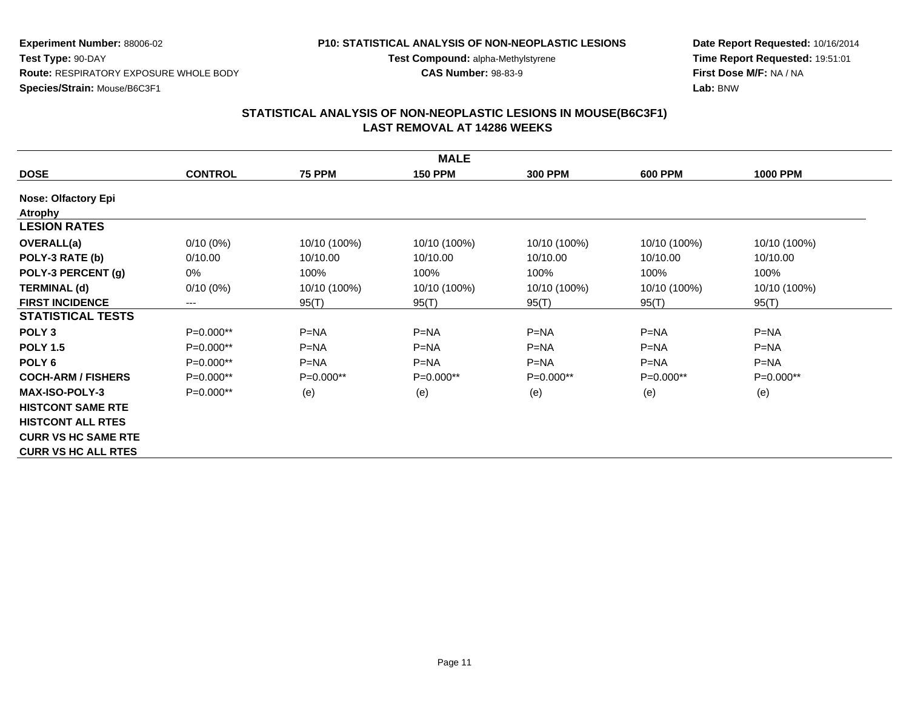**Experiment Number:** 88006-02
**Test Type:** 90-DAY
**Route:** RESPIRATORY EXPOSURE WHOLE BODY
**Species/Strain:** Mouse/B6C3F1

**P10: STATISTICAL ANALYSIS OF NON-NEOPLASTIC LESIONS**
**Test Compound:** alpha-Methylstyrene
**CAS Number:** 98-83-9

**Date Report Requested:** 10/16/2014
**Time Report Requested:** 19:51:01
**First Dose M/F:** NA / NA
**Lab:** BNW

## STATISTICAL ANALYSIS OF NON-NEOPLASTIC LESIONS IN MOUSE(B6C3F1)
## LAST REMOVAL AT 14286 WEEKS

| MALE | | | | | | |
|---|---|---|---|---|---|---|
| **DOSE** | **CONTROL** | **75 PPM** | **150 PPM** | **300 PPM** | **600 PPM** | **1000 PPM** |
| **Nose: Olfactory Epi** | | | | | | |
| **Atrophy** | | | | | | |
| **LESION RATES** | | | | | | |
| **OVERALL(a)** | 0/10 (0%) | 10/10 (100%) | 10/10 (100%) | 10/10 (100%) | 10/10 (100%) | 10/10 (100%) |
| **POLY-3 RATE (b)** | 0/10.00 | 10/10.00 | 10/10.00 | 10/10.00 | 10/10.00 | 10/10.00 |
| **POLY-3 PERCENT (g)** | 0% | 100% | 100% | 100% | 100% | 100% |
| **TERMINAL (d)** | 0/10 (0%) | 10/10 (100%) | 10/10 (100%) | 10/10 (100%) | 10/10 (100%) | 10/10 (100%) |
| **FIRST INCIDENCE** | --- | 95(T) | 95(T) | 95(T) | 95(T) | 95(T) |
| **STATISTICAL TESTS** | | | | | | |
| **POLY 3** | P=0.000** | P=NA | P=NA | P=NA | P=NA | P=NA |
| **POLY 1.5** | P=0.000** | P=NA | P=NA | P=NA | P=NA | P=NA |
| **POLY 6** | P=0.000** | P=NA | P=NA | P=NA | P=NA | P=NA |
| **COCH-ARM / FISHERS** | P=0.000** | P=0.000** | P=0.000** | P=0.000** | P=0.000** | P=0.000** |
| **MAX-ISO-POLY-3** | P=0.000** | (e) | (e) | (e) | (e) | (e) |
| **HISTCONT SAME RTE** | | | | | | |
| **HISTCONT ALL RTES** | | | | | | |
| **CURR VS HC SAME RTE** | | | | | | |
| **CURR VS HC ALL RTES** | | | | | | |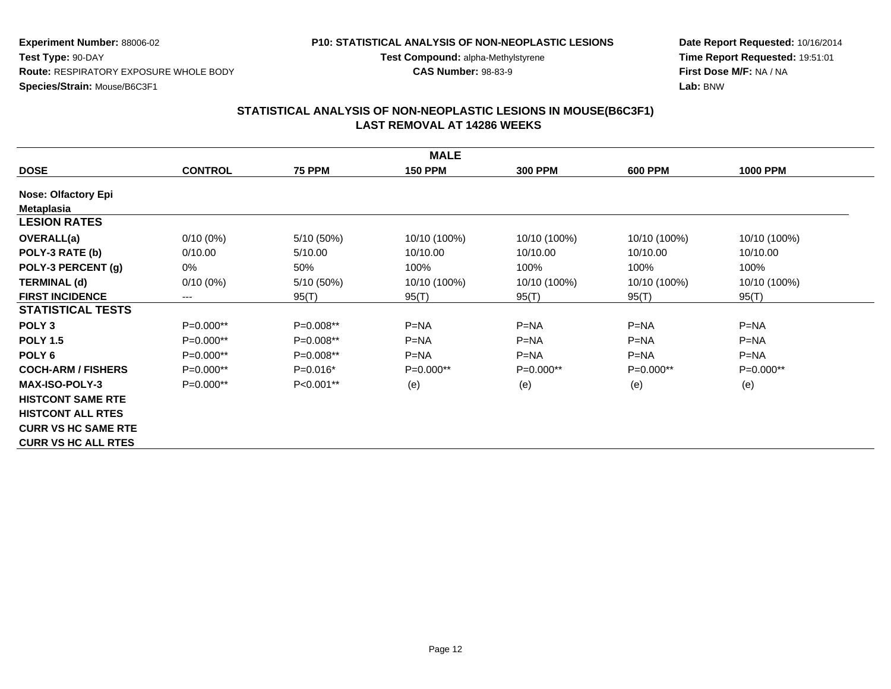**Experiment Number:** 88006-02
**Test Type:** 90-DAY
**Route:** RESPIRATORY EXPOSURE WHOLE BODY
**Species/Strain:** Mouse/B6C3F1

**P10: STATISTICAL ANALYSIS OF NON-NEOPLASTIC LESIONS**
**Test Compound:** alpha-Methylstyrene
**CAS Number:** 98-83-9

**Date Report Requested:** 10/16/2014
**Time Report Requested:** 19:51:01
**First Dose M/F:** NA / NA
**Lab:** BNW

## STATISTICAL ANALYSIS OF NON-NEOPLASTIC LESIONS IN MOUSE(B6C3F1)
## LAST REMOVAL AT 14286 WEEKS

| MALE | | | | | | |
|---|---|---|---|---|---|---|
| **DOSE** | **CONTROL** | **75 PPM** | **150 PPM** | **300 PPM** | **600 PPM** | **1000 PPM** |
| **Nose: Olfactory Epi** | | | | | | |
| **Metaplasia** | | | | | | |
| **LESION RATES** | | | | | | |
| **OVERALL(a)** | 0/10 (0%) | 5/10 (50%) | 10/10 (100%) | 10/10 (100%) | 10/10 (100%) | 10/10 (100%) |
| **POLY-3 RATE (b)** | 0/10.00 | 5/10.00 | 10/10.00 | 10/10.00 | 10/10.00 | 10/10.00 |
| **POLY-3 PERCENT (g)** | 0% | 50% | 100% | 100% | 100% | 100% |
| **TERMINAL (d)** | 0/10 (0%) | 5/10 (50%) | 10/10 (100%) | 10/10 (100%) | 10/10 (100%) | 10/10 (100%) |
| **FIRST INCIDENCE** | --- | 95(T) | 95(T) | 95(T) | 95(T) | 95(T) |
| **STATISTICAL TESTS** | | | | | | |
| **POLY 3** | P=0.000** | P=0.008** | P=NA | P=NA | P=NA | P=NA |
| **POLY 1.5** | P=0.000** | P=0.008** | P=NA | P=NA | P=NA | P=NA |
| **POLY 6** | P=0.000** | P=0.008** | P=NA | P=NA | P=NA | P=NA |
| **COCH-ARM / FISHERS** | P=0.000** | P=0.016* | P=0.000** | P=0.000** | P=0.000** | P=0.000** |
| **MAX-ISO-POLY-3** | P=0.000** | P<0.001** | (e) | (e) | (e) | (e) |
| **HISTCONT SAME RTE** | | | | | | |
| **HISTCONT ALL RTES** | | | | | | |
| **CURR VS HC SAME RTE** | | | | | | |
| **CURR VS HC ALL RTES** | | | | | | |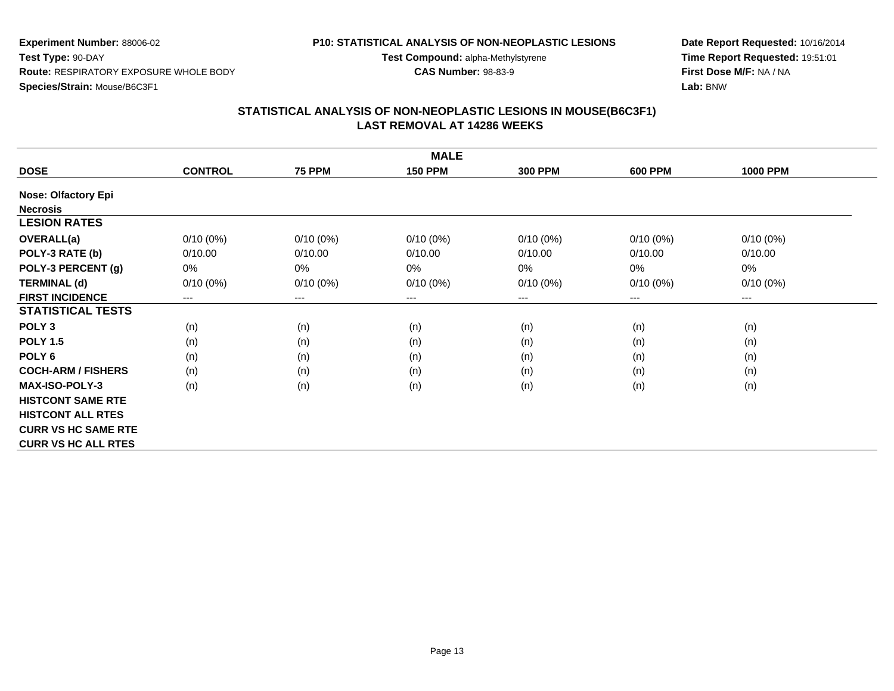**Experiment Number:** 88006-02
**Test Type:** 90-DAY
**Route:** RESPIRATORY EXPOSURE WHOLE BODY
**Species/Strain:** Mouse/B6C3F1

**P10: STATISTICAL ANALYSIS OF NON-NEOPLASTIC LESIONS**
**Test Compound:** alpha-Methylstyrene
**CAS Number:** 98-83-9

**Date Report Requested:** 10/16/2014
**Time Report Requested:** 19:51:01
**First Dose M/F:** NA / NA
**Lab:** BNW

## STATISTICAL ANALYSIS OF NON-NEOPLASTIC LESIONS IN MOUSE(B6C3F1)
## LAST REMOVAL AT 14286 WEEKS

| | MALE | | | | | |
|---|---|---|---|---|---|---|
| **DOSE** | **CONTROL** | **75 PPM** | **150 PPM** | **300 PPM** | **600 PPM** | **1000 PPM** |
| **Nose: Olfactory Epi** | | | | | | |
| **Necrosis** | | | | | | |
| **LESION RATES** | | | | | | |
| **OVERALL(a)** | 0/10 (0%) | 0/10 (0%) | 0/10 (0%) | 0/10 (0%) | 0/10 (0%) | 0/10 (0%) |
| **POLY-3 RATE (b)** | 0/10.00 | 0/10.00 | 0/10.00 | 0/10.00 | 0/10.00 | 0/10.00 |
| **POLY-3 PERCENT (g)** | 0% | 0% | 0% | 0% | 0% | 0% |
| **TERMINAL (d)** | 0/10 (0%) | 0/10 (0%) | 0/10 (0%) | 0/10 (0%) | 0/10 (0%) | 0/10 (0%) |
| **FIRST INCIDENCE** | --- | --- | --- | --- | --- | --- |
| **STATISTICAL TESTS** | | | | | | |
| **POLY 3** | (n) | (n) | (n) | (n) | (n) | (n) |
| **POLY 1.5** | (n) | (n) | (n) | (n) | (n) | (n) |
| **POLY 6** | (n) | (n) | (n) | (n) | (n) | (n) |
| **COCH-ARM / FISHERS** | (n) | (n) | (n) | (n) | (n) | (n) |
| **MAX-ISO-POLY-3** | (n) | (n) | (n) | (n) | (n) | (n) |
| **HISTCONT SAME RTE** | | | | | | |
| **HISTCONT ALL RTES** | | | | | | |
| **CURR VS HC SAME RTE** | | | | | | |
| **CURR VS HC ALL RTES** | | | | | | |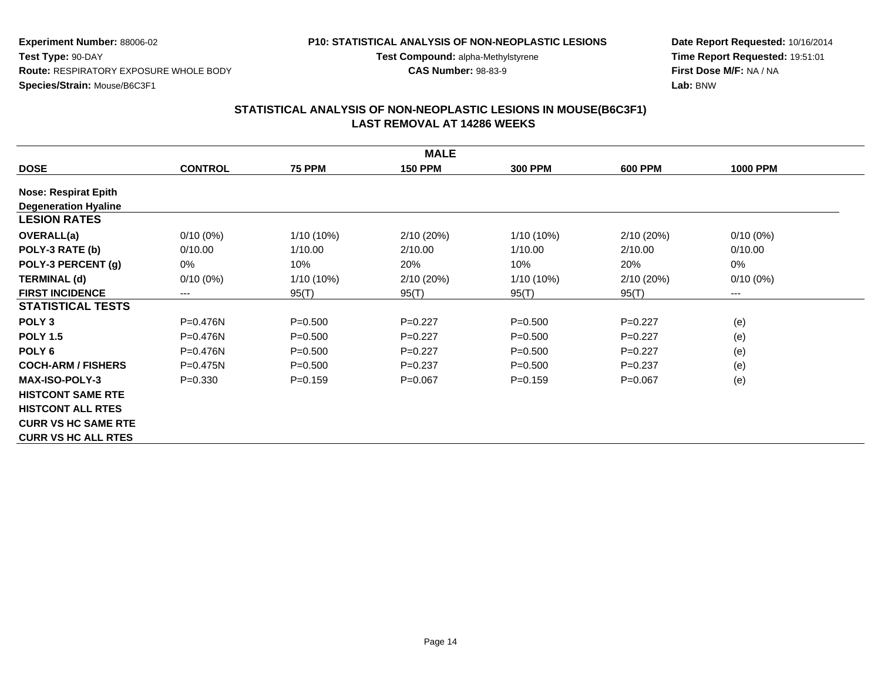**Experiment Number:** 88006-02
**Test Type:** 90-DAY
**Route:** RESPIRATORY EXPOSURE WHOLE BODY
**Species/Strain:** Mouse/B6C3F1

**P10: STATISTICAL ANALYSIS OF NON-NEOPLASTIC LESIONS**
**Test Compound:** alpha-Methylstyrene
**CAS Number:** 98-83-9

**Date Report Requested:** 10/16/2014
**Time Report Requested:** 19:51:01
**First Dose M/F:** NA / NA
**Lab:** BNW

## STATISTICAL ANALYSIS OF NON-NEOPLASTIC LESIONS IN MOUSE(B6C3F1)
## LAST REMOVAL AT 14286 WEEKS

| MALE | | | | | | |
|---|---|---|---|---|---|---|
| **DOSE** | **CONTROL** | **75 PPM** | **150 PPM** | **300 PPM** | **600 PPM** | **1000 PPM** |
| **Nose: Respirat Epith** | | | | | | |
| **Degeneration Hyaline** | | | | | | |
| **LESION RATES** | | | | | | |
| **OVERALL(a)** | 0/10 (0%) | 1/10 (10%) | 2/10 (20%) | 1/10 (10%) | 2/10 (20%) | 0/10 (0%) |
| **POLY-3 RATE (b)** | 0/10.00 | 1/10.00 | 2/10.00 | 1/10.00 | 2/10.00 | 0/10.00 |
| **POLY-3 PERCENT (g)** | 0% | 10% | 20% | 10% | 20% | 0% |
| **TERMINAL (d)** | 0/10 (0%) | 1/10 (10%) | 2/10 (20%) | 1/10 (10%) | 2/10 (20%) | 0/10 (0%) |
| **FIRST INCIDENCE** | --- | 95(T) | 95(T) | 95(T) | 95(T) | --- |
| **STATISTICAL TESTS** | | | | | | |
| **POLY 3** | P=0.476N | P=0.500 | P=0.227 | P=0.500 | P=0.227 | (e) |
| **POLY 1.5** | P=0.476N | P=0.500 | P=0.227 | P=0.500 | P=0.227 | (e) |
| **POLY 6** | P=0.476N | P=0.500 | P=0.227 | P=0.500 | P=0.227 | (e) |
| **COCH-ARM / FISHERS** | P=0.475N | P=0.500 | P=0.237 | P=0.500 | P=0.237 | (e) |
| **MAX-ISO-POLY-3** | P=0.330 | P=0.159 | P=0.067 | P=0.159 | P=0.067 | (e) |
| **HISTCONT SAME RTE** | | | | | | |
| **HISTCONT ALL RTES** | | | | | | |
| **CURR VS HC SAME RTE** | | | | | | |
| **CURR VS HC ALL RTES** | | | | | | |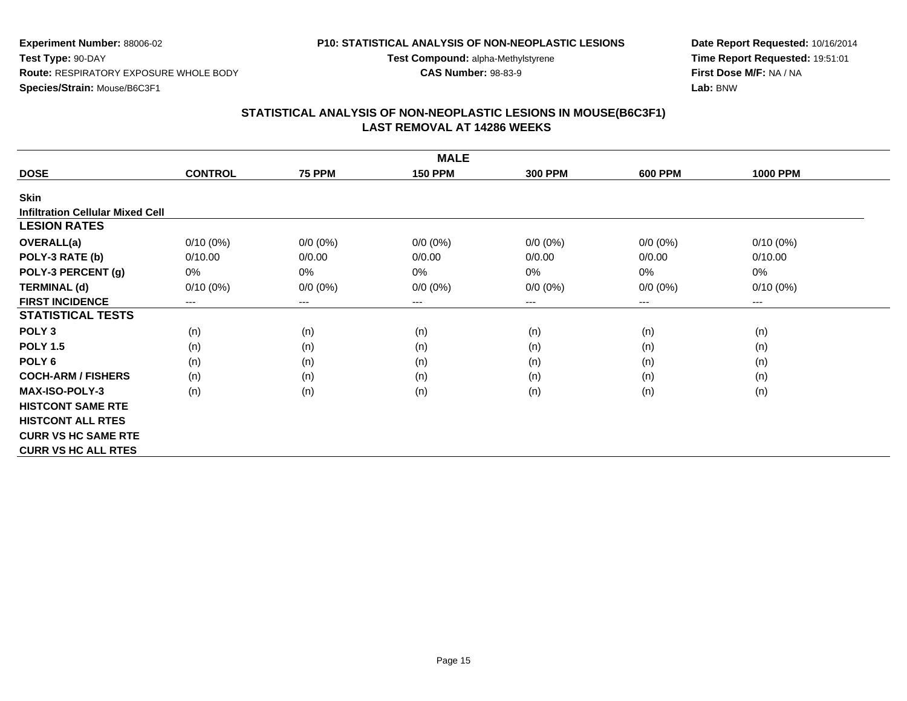**Experiment Number:** 88006-02
**Test Type:** 90-DAY
**Route:** RESPIRATORY EXPOSURE WHOLE BODY
**Species/Strain:** Mouse/B6C3F1

**P10: STATISTICAL ANALYSIS OF NON-NEOPLASTIC LESIONS**
**Test Compound:** alpha-Methylstyrene
**CAS Number:** 98-83-9

**Date Report Requested:** 10/16/2014
**Time Report Requested:** 19:51:01
**First Dose M/F:** NA / NA
**Lab:** BNW

## STATISTICAL ANALYSIS OF NON-NEOPLASTIC LESIONS IN MOUSE(B6C3F1)
## LAST REMOVAL AT 14286 WEEKS

| MALE | | | | | | |
|---|---|---|---|---|---|---|
| **DOSE** | **CONTROL** | **75 PPM** | **150 PPM** | **300 PPM** | **600 PPM** | **1000 PPM** |
| **Skin** | | | | | | |
| **Infiltration Cellular Mixed Cell** | | | | | | |
| **LESION RATES** | | | | | | |
| **OVERALL(a)** | 0/10 (0%) | 0/0 (0%) | 0/0 (0%) | 0/0 (0%) | 0/0 (0%) | 0/10 (0%) |
| **POLY-3 RATE (b)** | 0/10.00 | 0/0.00 | 0/0.00 | 0/0.00 | 0/0.00 | 0/10.00 |
| **POLY-3 PERCENT (g)** | 0% | 0% | 0% | 0% | 0% | 0% |
| **TERMINAL (d)** | 0/10 (0%) | 0/0 (0%) | 0/0 (0%) | 0/0 (0%) | 0/0 (0%) | 0/10 (0%) |
| **FIRST INCIDENCE** | --- | --- | --- | --- | --- | --- |
| **STATISTICAL TESTS** | | | | | | |
| **POLY 3** | (n) | (n) | (n) | (n) | (n) | (n) |
| **POLY 1.5** | (n) | (n) | (n) | (n) | (n) | (n) |
| **POLY 6** | (n) | (n) | (n) | (n) | (n) | (n) |
| **COCH-ARM / FISHERS** | (n) | (n) | (n) | (n) | (n) | (n) |
| **MAX-ISO-POLY-3** | (n) | (n) | (n) | (n) | (n) | (n) |
| **HISTCONT SAME RTE** | | | | | | |
| **HISTCONT ALL RTES** | | | | | | |
| **CURR VS HC SAME RTE** | | | | | | |
| **CURR VS HC ALL RTES** | | | | | | |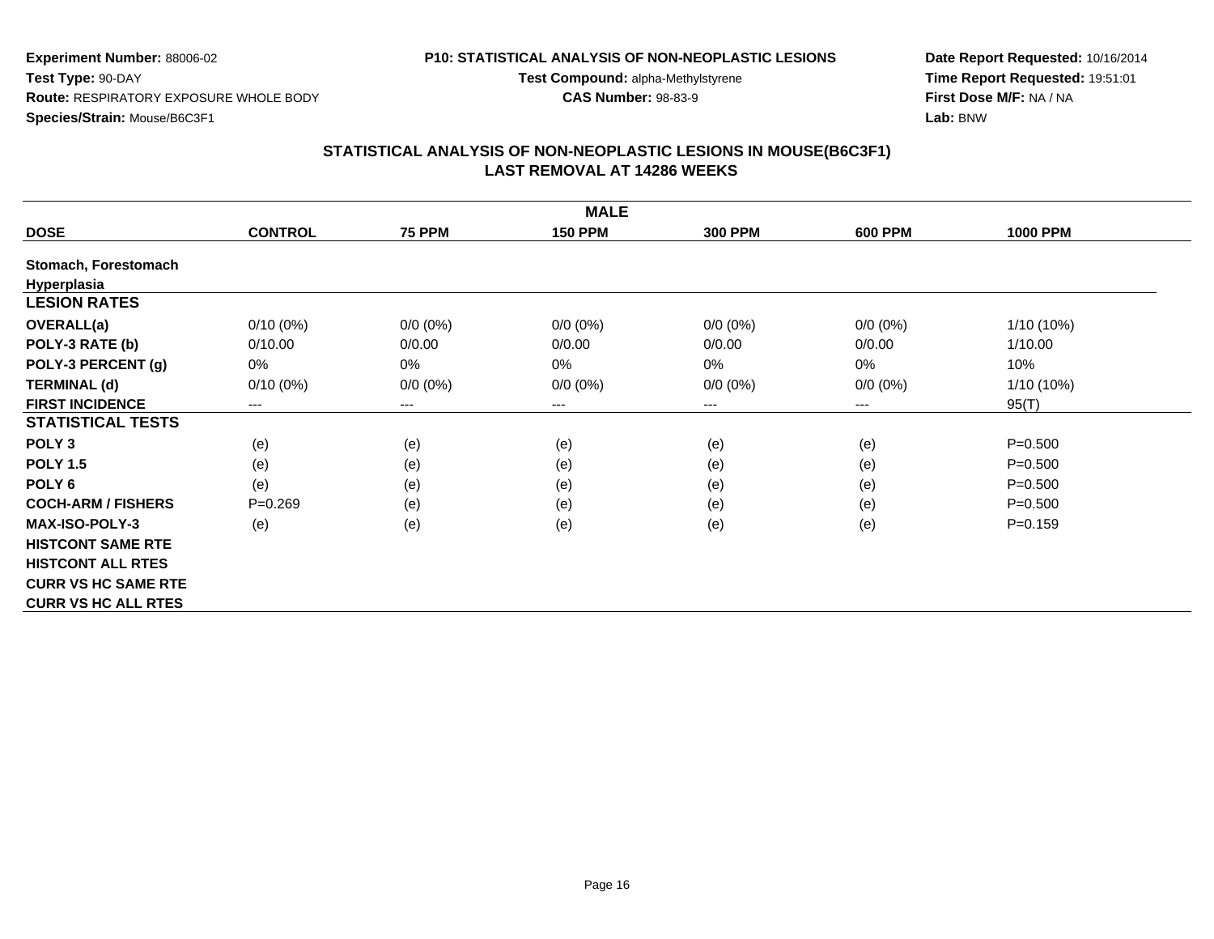**Experiment Number:** 88006-02
**Test Type:** 90-DAY
**Route:** RESPIRATORY EXPOSURE WHOLE BODY
**Species/Strain:** Mouse/B6C3F1

**P10: STATISTICAL ANALYSIS OF NON-NEOPLASTIC LESIONS**
**Test Compound:** alpha-Methylstyrene
**CAS Number:** 98-83-9

**Date Report Requested:** 10/16/2014
**Time Report Requested:** 19:51:01
**First Dose M/F:** NA / NA
**Lab:** BNW

## STATISTICAL ANALYSIS OF NON-NEOPLASTIC LESIONS IN MOUSE(B6C3F1)
## LAST REMOVAL AT 14286 WEEKS

| MALE | | | | | | |
|---|---|---|---|---|---|---|
| **DOSE** | **CONTROL** | **75 PPM** | **150 PPM** | **300 PPM** | **600 PPM** | **1000 PPM** |
| **Stomach, Forestomach** | | | | | | |
| **Hyperplasia** | | | | | | |
| **LESION RATES** | | | | | | |
| **OVERALL(a)** | 0/10 (0%) | 0/0 (0%) | 0/0 (0%) | 0/0 (0%) | 0/0 (0%) | 1/10 (10%) |
| **POLY-3 RATE (b)** | 0/10.00 | 0/0.00 | 0/0.00 | 0/0.00 | 0/0.00 | 1/10.00 |
| **POLY-3 PERCENT (g)** | 0% | 0% | 0% | 0% | 0% | 10% |
| **TERMINAL (d)** | 0/10 (0%) | 0/0 (0%) | 0/0 (0%) | 0/0 (0%) | 0/0 (0%) | 1/10 (10%) |
| **FIRST INCIDENCE** | --- | --- | --- | --- | --- | 95(T) |
| **STATISTICAL TESTS** | | | | | | |
| **POLY 3** | (e) | (e) | (e) | (e) | (e) | P=0.500 |
| **POLY 1.5** | (e) | (e) | (e) | (e) | (e) | P=0.500 |
| **POLY 6** | (e) | (e) | (e) | (e) | (e) | P=0.500 |
| **COCH-ARM / FISHERS** | P=0.269 | (e) | (e) | (e) | (e) | P=0.500 |
| **MAX-ISO-POLY-3** | (e) | (e) | (e) | (e) | (e) | P=0.159 |
| **HISTCONT SAME RTE** | | | | | | |
| **HISTCONT ALL RTES** | | | | | | |
| **CURR VS HC SAME RTE** | | | | | | |
| **CURR VS HC ALL RTES** | | | | | | |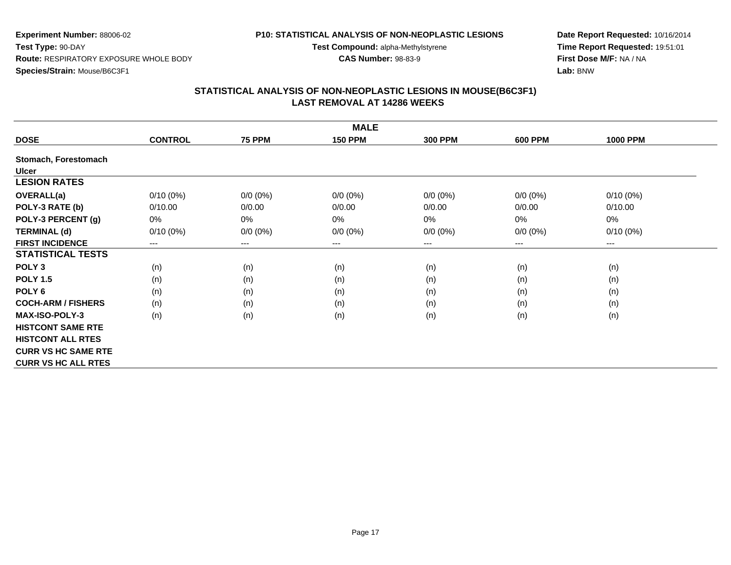**Experiment Number:** 88006-02
**Test Type:** 90-DAY
**Route:** RESPIRATORY EXPOSURE WHOLE BODY
**Species/Strain:** Mouse/B6C3F1

**P10: STATISTICAL ANALYSIS OF NON-NEOPLASTIC LESIONS**
**Test Compound:** alpha-Methylstyrene
**CAS Number:** 98-83-9

**Date Report Requested:** 10/16/2014
**Time Report Requested:** 19:51:01
**First Dose M/F:** NA / NA
**Lab:** BNW

## STATISTICAL ANALYSIS OF NON-NEOPLASTIC LESIONS IN MOUSE(B6C3F1)
## LAST REMOVAL AT 14286 WEEKS

| | MALE | | | | | |
|---|---|---|---|---|---|---|
| **DOSE** | **CONTROL** | **75 PPM** | **150 PPM** | **300 PPM** | **600 PPM** | **1000 PPM** |
| **Stomach, Forestomach** | | | | | | |
| **Ulcer** | | | | | | |
| **LESION RATES** | | | | | | |
| **OVERALL(a)** | 0/10 (0%) | 0/0 (0%) | 0/0 (0%) | 0/0 (0%) | 0/0 (0%) | 0/10 (0%) |
| **POLY-3 RATE (b)** | 0/10.00 | 0/0.00 | 0/0.00 | 0/0.00 | 0/0.00 | 0/10.00 |
| **POLY-3 PERCENT (g)** | 0% | 0% | 0% | 0% | 0% | 0% |
| **TERMINAL (d)** | 0/10 (0%) | 0/0 (0%) | 0/0 (0%) | 0/0 (0%) | 0/0 (0%) | 0/10 (0%) |
| **FIRST INCIDENCE** | --- | --- | --- | --- | --- | --- |
| **STATISTICAL TESTS** | | | | | | |
| **POLY 3** | (n) | (n) | (n) | (n) | (n) | (n) |
| **POLY 1.5** | (n) | (n) | (n) | (n) | (n) | (n) |
| **POLY 6** | (n) | (n) | (n) | (n) | (n) | (n) |
| **COCH-ARM / FISHERS** | (n) | (n) | (n) | (n) | (n) | (n) |
| **MAX-ISO-POLY-3** | (n) | (n) | (n) | (n) | (n) | (n) |
| **HISTCONT SAME RTE** | | | | | | |
| **HISTCONT ALL RTES** | | | | | | |
| **CURR VS HC SAME RTE** | | | | | | |
| **CURR VS HC ALL RTES** | | | | | | |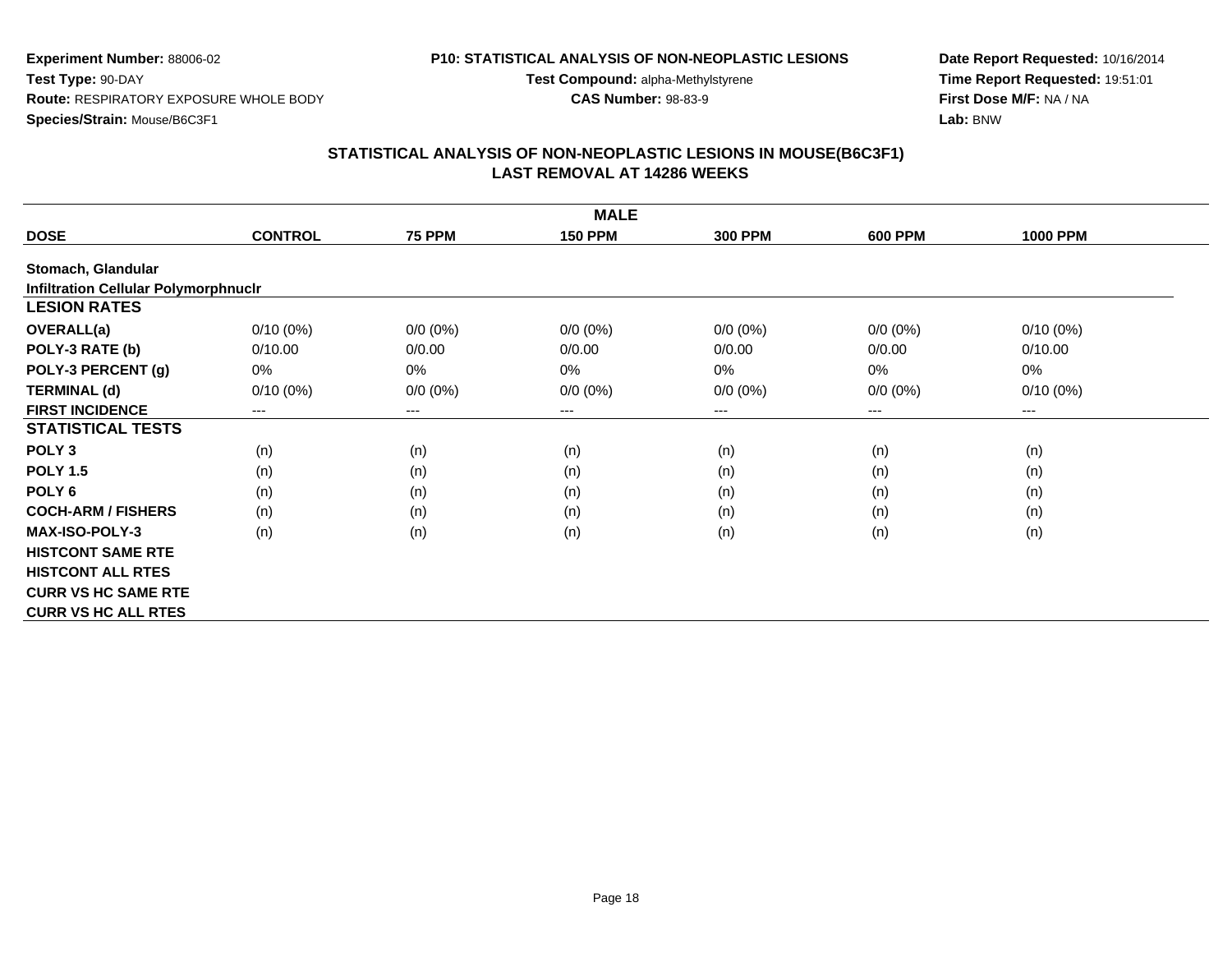**Experiment Number:** 88006-02
**Test Type:** 90-DAY
**Route:** RESPIRATORY EXPOSURE WHOLE BODY
**Species/Strain:** Mouse/B6C3F1

**P10: STATISTICAL ANALYSIS OF NON-NEOPLASTIC LESIONS**
**Test Compound:** alpha-Methylstyrene
**CAS Number:** 98-83-9

**Date Report Requested:** 10/16/2014
**Time Report Requested:** 19:51:01
**First Dose M/F:** NA / NA
**Lab:** BNW

## STATISTICAL ANALYSIS OF NON-NEOPLASTIC LESIONS IN MOUSE(B6C3F1)
## LAST REMOVAL AT 14286 WEEKS

| | MALE | | | | | |
|---|---|---|---|---|---|---|
| **DOSE** | **CONTROL** | **75 PPM** | **150 PPM** | **300 PPM** | **600 PPM** | **1000 PPM** |
| **Stomach, Glandular** | | | | | | |
| **Infiltration Cellular Polymorphnuclr** | | | | | | |
| **LESION RATES** | | | | | | |
| **OVERALL(a)** | 0/10 (0%) | 0/0 (0%) | 0/0 (0%) | 0/0 (0%) | 0/0 (0%) | 0/10 (0%) |
| **POLY-3 RATE (b)** | 0/10.00 | 0/0.00 | 0/0.00 | 0/0.00 | 0/0.00 | 0/10.00 |
| **POLY-3 PERCENT (g)** | 0% | 0% | 0% | 0% | 0% | 0% |
| **TERMINAL (d)** | 0/10 (0%) | 0/0 (0%) | 0/0 (0%) | 0/0 (0%) | 0/0 (0%) | 0/10 (0%) |
| **FIRST INCIDENCE** | --- | --- | --- | --- | --- | --- |
| **STATISTICAL TESTS** | | | | | | |
| **POLY 3** | (n) | (n) | (n) | (n) | (n) | (n) |
| **POLY 1.5** | (n) | (n) | (n) | (n) | (n) | (n) |
| **POLY 6** | (n) | (n) | (n) | (n) | (n) | (n) |
| **COCH-ARM / FISHERS** | (n) | (n) | (n) | (n) | (n) | (n) |
| **MAX-ISO-POLY-3** | (n) | (n) | (n) | (n) | (n) | (n) |
| **HISTCONT SAME RTE** | | | | | | |
| **HISTCONT ALL RTES** | | | | | | |
| **CURR VS HC SAME RTE** | | | | | | |
| **CURR VS HC ALL RTES** | | | | | | |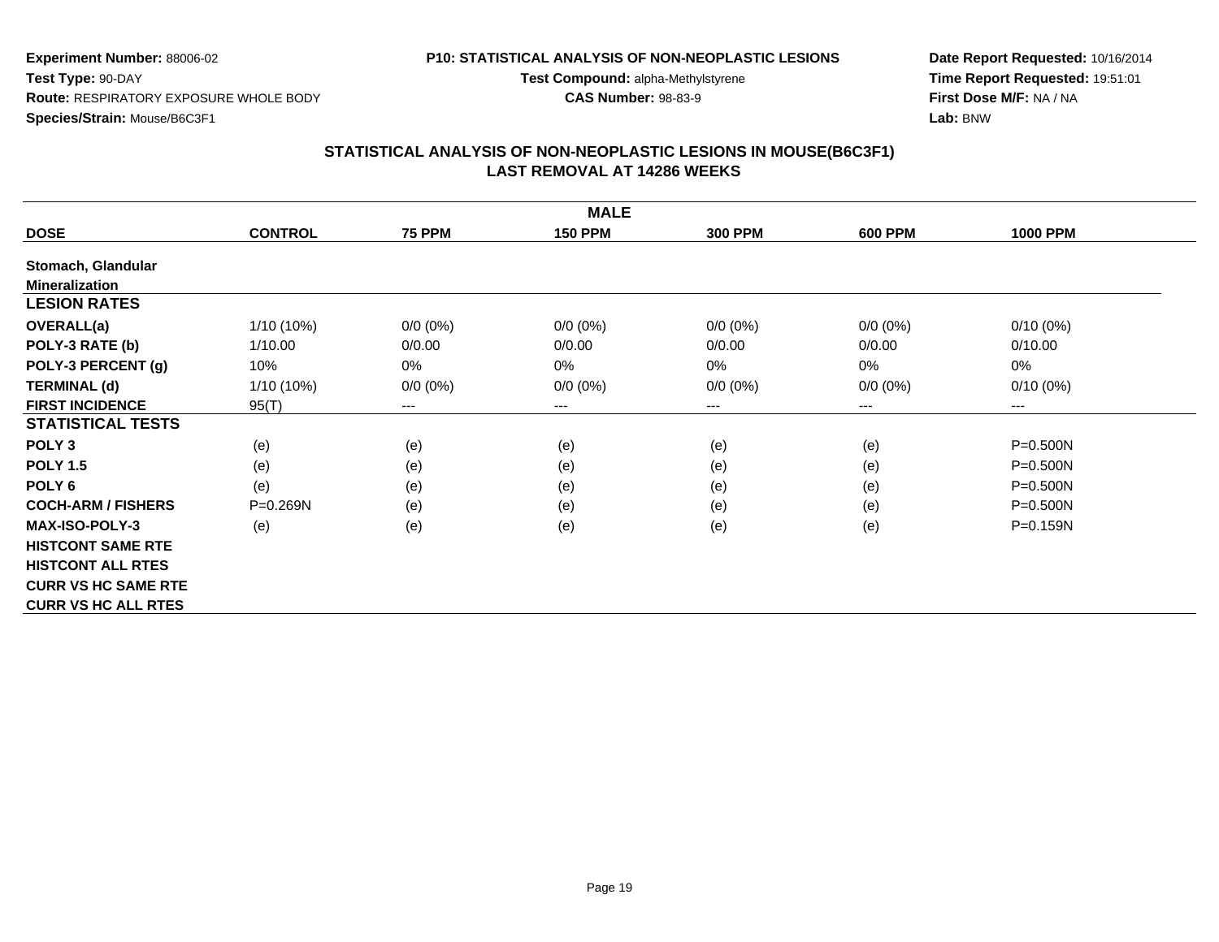**Experiment Number:** 88006-02
**Test Type:** 90-DAY
**Route:** RESPIRATORY EXPOSURE WHOLE BODY
**Species/Strain:** Mouse/B6C3F1

**P10: STATISTICAL ANALYSIS OF NON-NEOPLASTIC LESIONS**
**Test Compound:** alpha-Methylstyrene
**CAS Number:** 98-83-9

**Date Report Requested:** 10/16/2014
**Time Report Requested:** 19:51:01
**First Dose M/F:** NA / NA
**Lab:** BNW

## STATISTICAL ANALYSIS OF NON-NEOPLASTIC LESIONS IN MOUSE(B6C3F1)
## LAST REMOVAL AT 14286 WEEKS

| MALE | | | | | | |
|---|---|---|---|---|---|---|
| **DOSE** | **CONTROL** | **75 PPM** | **150 PPM** | **300 PPM** | **600 PPM** | **1000 PPM** |
| **Stomach, Glandular** | | | | | | |
| **Mineralization** | | | | | | |
| **LESION RATES** | | | | | | |
| **OVERALL(a)** | 1/10 (10%) | 0/0 (0%) | 0/0 (0%) | 0/0 (0%) | 0/0 (0%) | 0/10 (0%) |
| **POLY-3 RATE (b)** | 1/10.00 | 0/0.00 | 0/0.00 | 0/0.00 | 0/0.00 | 0/10.00 |
| **POLY-3 PERCENT (g)** | 10% | 0% | 0% | 0% | 0% | 0% |
| **TERMINAL (d)** | 1/10 (10%) | 0/0 (0%) | 0/0 (0%) | 0/0 (0%) | 0/0 (0%) | 0/10 (0%) |
| **FIRST INCIDENCE** | 95(T) | --- | --- | --- | --- | --- |
| **STATISTICAL TESTS** | | | | | | |
| **POLY 3** | (e) | (e) | (e) | (e) | (e) | P=0.500N |
| **POLY 1.5** | (e) | (e) | (e) | (e) | (e) | P=0.500N |
| **POLY 6** | (e) | (e) | (e) | (e) | (e) | P=0.500N |
| **COCH-ARM / FISHERS** | P=0.269N | (e) | (e) | (e) | (e) | P=0.500N |
| **MAX-ISO-POLY-3** | (e) | (e) | (e) | (e) | (e) | P=0.159N |
| **HISTCONT SAME RTE** | | | | | | |
| **HISTCONT ALL RTES** | | | | | | |
| **CURR VS HC SAME RTE** | | | | | | |
| **CURR VS HC ALL RTES** | | | | | | |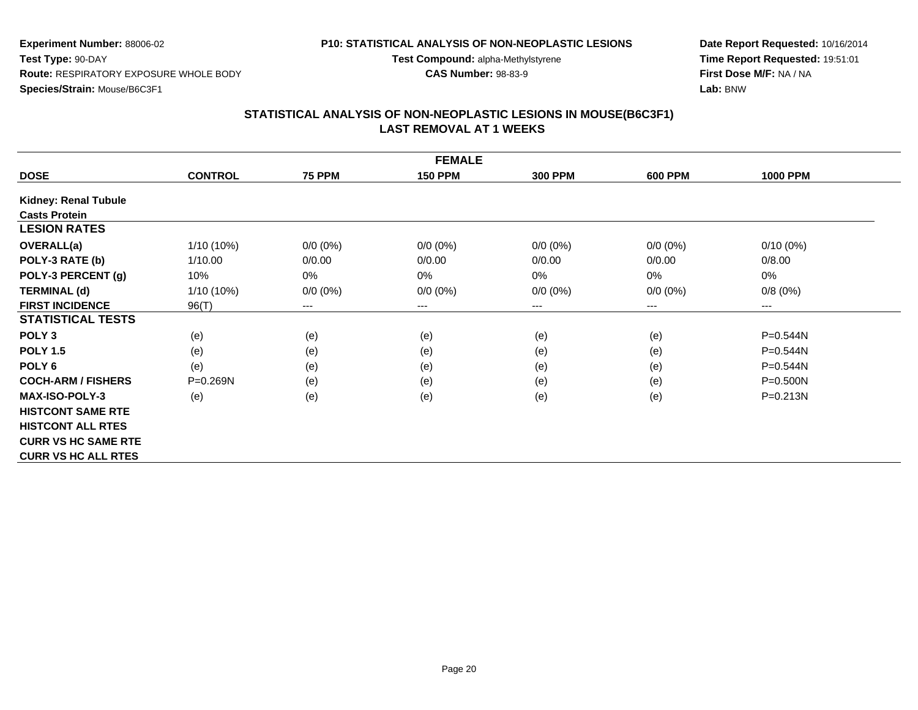**Experiment Number:** 88006-02
**Test Type:** 90-DAY
**Route:** RESPIRATORY EXPOSURE WHOLE BODY
**Species/Strain:** Mouse/B6C3F1

**P10: STATISTICAL ANALYSIS OF NON-NEOPLASTIC LESIONS**
**Test Compound:** alpha-Methylstyrene
**CAS Number:** 98-83-9

**Date Report Requested:** 10/16/2014
**Time Report Requested:** 19:51:01
**First Dose M/F:** NA / NA
**Lab:** BNW

## STATISTICAL ANALYSIS OF NON-NEOPLASTIC LESIONS IN MOUSE(B6C3F1)
## LAST REMOVAL AT 1 WEEKS

| FEMALE | | | | | | |
|---|---|---|---|---|---|---|
| **DOSE** | **CONTROL** | **75 PPM** | **150 PPM** | **300 PPM** | **600 PPM** | **1000 PPM** |
| **Kidney: Renal Tubule** | | | | | | |
| **Casts Protein** | | | | | | |
| **LESION RATES** | | | | | | |
| **OVERALL(a)** | 1/10 (10%) | 0/0 (0%) | 0/0 (0%) | 0/0 (0%) | 0/0 (0%) | 0/10 (0%) |
| **POLY-3 RATE (b)** | 1/10.00 | 0/0.00 | 0/0.00 | 0/0.00 | 0/0.00 | 0/8.00 |
| **POLY-3 PERCENT (g)** | 10% | 0% | 0% | 0% | 0% | 0% |
| **TERMINAL (d)** | 1/10 (10%) | 0/0 (0%) | 0/0 (0%) | 0/0 (0%) | 0/0 (0%) | 0/8 (0%) |
| **FIRST INCIDENCE** | 96(T) | --- | --- | --- | --- | --- |
| **STATISTICAL TESTS** | | | | | | |
| **POLY 3** | (e) | (e) | (e) | (e) | (e) | P=0.544N |
| **POLY 1.5** | (e) | (e) | (e) | (e) | (e) | P=0.544N |
| **POLY 6** | (e) | (e) | (e) | (e) | (e) | P=0.544N |
| **COCH-ARM / FISHERS** | P=0.269N | (e) | (e) | (e) | (e) | P=0.500N |
| **MAX-ISO-POLY-3** | (e) | (e) | (e) | (e) | (e) | P=0.213N |
| **HISTCONT SAME RTE** | | | | | | |
| **HISTCONT ALL RTES** | | | | | | |
| **CURR VS HC SAME RTE** | | | | | | |
| **CURR VS HC ALL RTES** | | | | | | |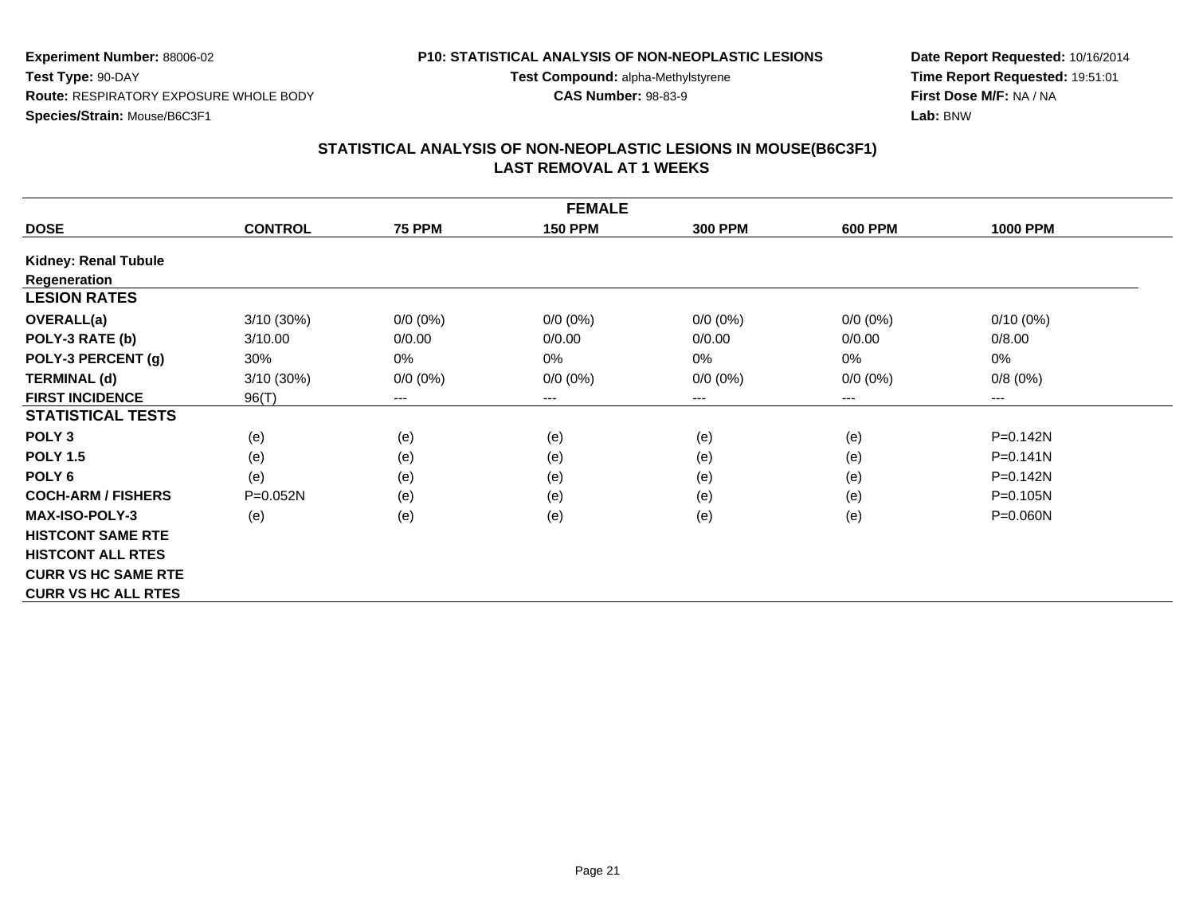**Experiment Number:** 88006-02
**Test Type:** 90-DAY
**Route:** RESPIRATORY EXPOSURE WHOLE BODY
**Species/Strain:** Mouse/B6C3F1

**P10: STATISTICAL ANALYSIS OF NON-NEOPLASTIC LESIONS**
**Test Compound:** alpha-Methylstyrene
**CAS Number:** 98-83-9

**Date Report Requested:** 10/16/2014
**Time Report Requested:** 19:51:01
**First Dose M/F:** NA / NA
**Lab:** BNW

## STATISTICAL ANALYSIS OF NON-NEOPLASTIC LESIONS IN MOUSE(B6C3F1)
## LAST REMOVAL AT 1 WEEKS

| FEMALE | | | | | | |
|---|---|---|---|---|---|---|
| **DOSE** | **CONTROL** | **75 PPM** | **150 PPM** | **300 PPM** | **600 PPM** | **1000 PPM** |
| **Kidney: Renal Tubule Regeneration** | | | | | | |
| **LESION RATES** | | | | | | |
| **OVERALL(a)** | 3/10 (30%) | 0/0 (0%) | 0/0 (0%) | 0/0 (0%) | 0/0 (0%) | 0/10 (0%) |
| **POLY-3 RATE (b)** | 3/10.00 | 0/0.00 | 0/0.00 | 0/0.00 | 0/0.00 | 0/8.00 |
| **POLY-3 PERCENT (g)** | 30% | 0% | 0% | 0% | 0% | 0% |
| **TERMINAL (d)** | 3/10 (30%) | 0/0 (0%) | 0/0 (0%) | 0/0 (0%) | 0/0 (0%) | 0/8 (0%) |
| **FIRST INCIDENCE** | 96(T) | --- | --- | --- | --- | --- |
| **STATISTICAL TESTS** | | | | | | |
| **POLY 3** | (e) | (e) | (e) | (e) | (e) | P=0.142N |
| **POLY 1.5** | (e) | (e) | (e) | (e) | (e) | P=0.141N |
| **POLY 6** | (e) | (e) | (e) | (e) | (e) | P=0.142N |
| **COCH-ARM / FISHERS** | P=0.052N | (e) | (e) | (e) | (e) | P=0.105N |
| **MAX-ISO-POLY-3** | (e) | (e) | (e) | (e) | (e) | P=0.060N |
| **HISTCONT SAME RTE** | | | | | | |
| **HISTCONT ALL RTES** | | | | | | |
| **CURR VS HC SAME RTE** | | | | | | |
| **CURR VS HC ALL RTES** | | | | | | |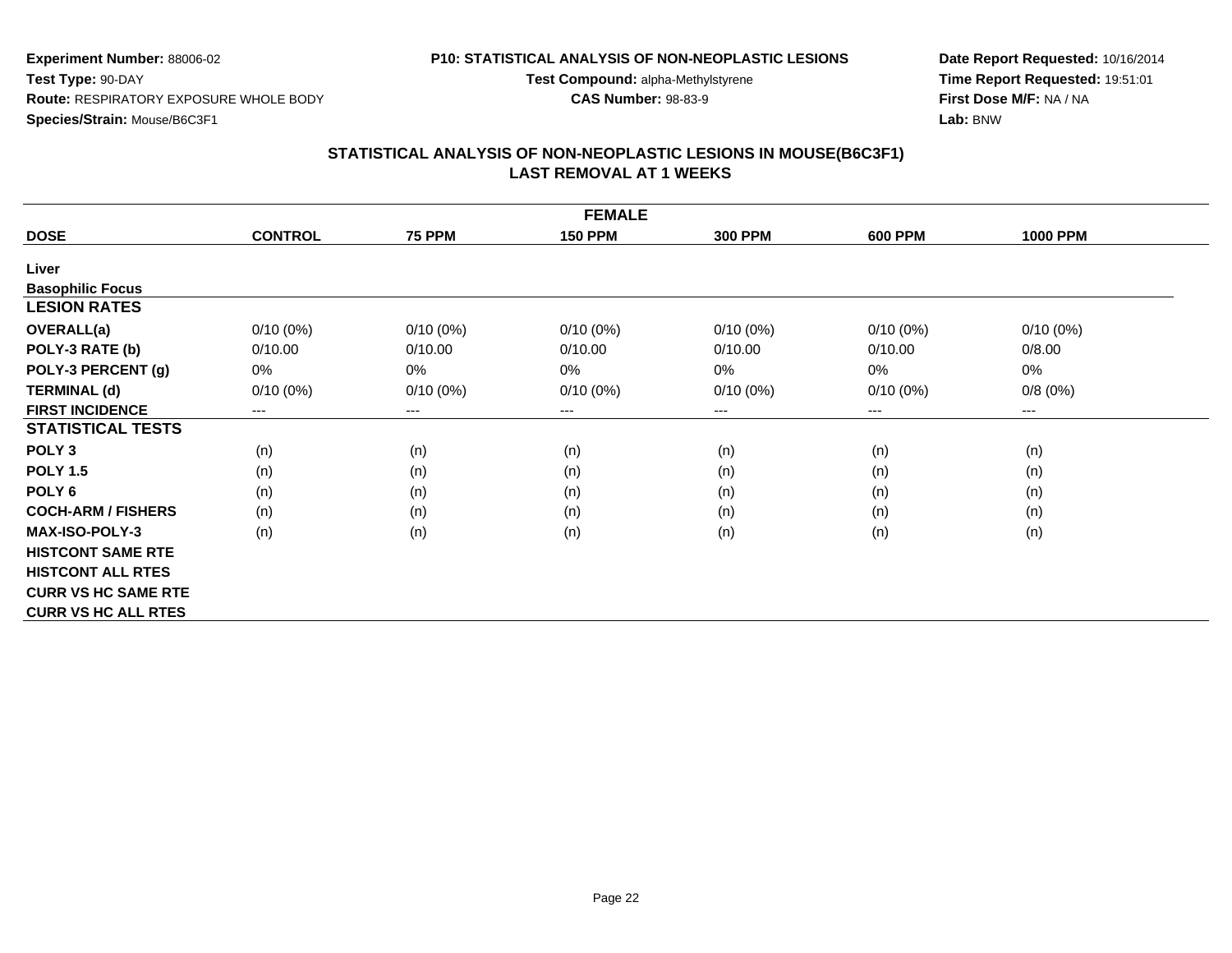**Experiment Number:** 88006-02
**Test Type:** 90-DAY
**Route:** RESPIRATORY EXPOSURE WHOLE BODY
**Species/Strain:** Mouse/B6C3F1

**P10: STATISTICAL ANALYSIS OF NON-NEOPLASTIC LESIONS**
**Test Compound:** alpha-Methylstyrene
**CAS Number:** 98-83-9

**Date Report Requested:** 10/16/2014
**Time Report Requested:** 19:51:01
**First Dose M/F:** NA / NA
**Lab:** BNW

## STATISTICAL ANALYSIS OF NON-NEOPLASTIC LESIONS IN MOUSE(B6C3F1)
## LAST REMOVAL AT 1 WEEKS

| FEMALE | | | | | | |
|---|---|---|---|---|---|---|
| **DOSE** | **CONTROL** | **75 PPM** | **150 PPM** | **300 PPM** | **600 PPM** | **1000 PPM** |
| **Liver** | | | | | | |
| **Basophilic Focus** | | | | | | |
| **LESION RATES** | | | | | | |
| **OVERALL(a)** | 0/10 (0%) | 0/10 (0%) | 0/10 (0%) | 0/10 (0%) | 0/10 (0%) | 0/10 (0%) |
| **POLY-3 RATE (b)** | 0/10.00 | 0/10.00 | 0/10.00 | 0/10.00 | 0/10.00 | 0/8.00 |
| **POLY-3 PERCENT (g)** | 0% | 0% | 0% | 0% | 0% | 0% |
| **TERMINAL (d)** | 0/10 (0%) | 0/10 (0%) | 0/10 (0%) | 0/10 (0%) | 0/10 (0%) | 0/8 (0%) |
| **FIRST INCIDENCE** | --- | --- | --- | --- | --- | --- |
| **STATISTICAL TESTS** | | | | | | |
| **POLY 3** | (n) | (n) | (n) | (n) | (n) | (n) |
| **POLY 1.5** | (n) | (n) | (n) | (n) | (n) | (n) |
| **POLY 6** | (n) | (n) | (n) | (n) | (n) | (n) |
| **COCH-ARM / FISHERS** | (n) | (n) | (n) | (n) | (n) | (n) |
| **MAX-ISO-POLY-3** | (n) | (n) | (n) | (n) | (n) | (n) |
| **HISTCONT SAME RTE** | | | | | | |
| **HISTCONT ALL RTES** | | | | | | |
| **CURR VS HC SAME RTE** | | | | | | |
| **CURR VS HC ALL RTES** | | | | | | |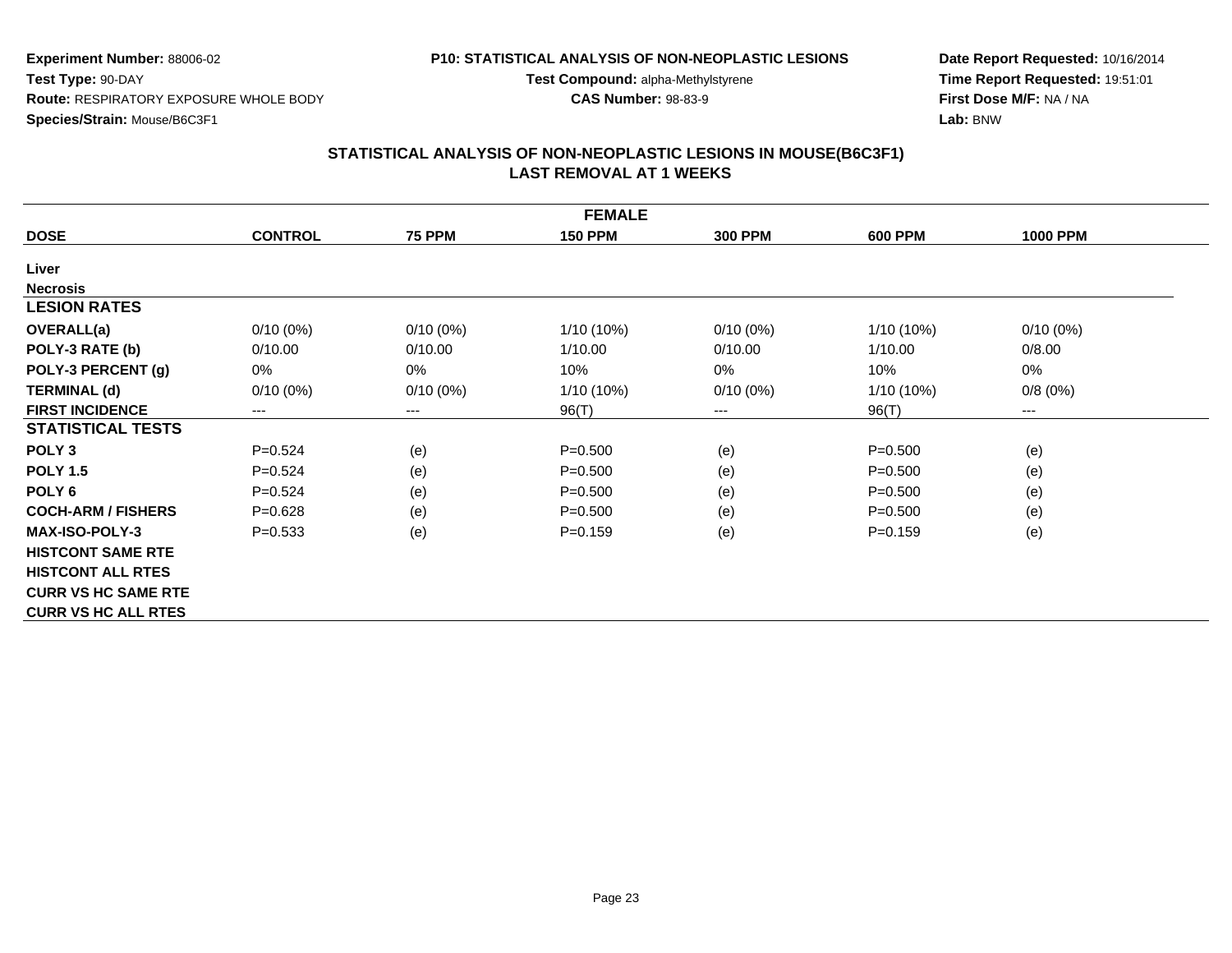**Experiment Number:** 88006-02
**Test Type:** 90-DAY
**Route:** RESPIRATORY EXPOSURE WHOLE BODY
**Species/Strain:** Mouse/B6C3F1

**P10: STATISTICAL ANALYSIS OF NON-NEOPLASTIC LESIONS**
**Test Compound:** alpha-Methylstyrene
**CAS Number:** 98-83-9

**Date Report Requested:** 10/16/2014
**Time Report Requested:** 19:51:01
**First Dose M/F:** NA / NA
**Lab:** BNW

## STATISTICAL ANALYSIS OF NON-NEOPLASTIC LESIONS IN MOUSE(B6C3F1) LAST REMOVAL AT 1 WEEKS

| FEMALE | | | | | | |
|---|---|---|---|---|---|---|
| **DOSE** | **CONTROL** | **75 PPM** | **150 PPM** | **300 PPM** | **600 PPM** | **1000 PPM** |
| **Liver** | | | | | | |
| **Necrosis** | | | | | | |
| **LESION RATES** | | | | | | |
| **OVERALL(a)** | 0/10 (0%) | 0/10 (0%) | 1/10 (10%) | 0/10 (0%) | 1/10 (10%) | 0/10 (0%) |
| **POLY-3 RATE (b)** | 0/10.00 | 0/10.00 | 1/10.00 | 0/10.00 | 1/10.00 | 0/8.00 |
| **POLY-3 PERCENT (g)** | 0% | 0% | 10% | 0% | 10% | 0% |
| **TERMINAL (d)** | 0/10 (0%) | 0/10 (0%) | 1/10 (10%) | 0/10 (0%) | 1/10 (10%) | 0/8 (0%) |
| **FIRST INCIDENCE** | --- | --- | 96(T) | --- | 96(T) | --- |
| **STATISTICAL TESTS** | | | | | | |
| **POLY 3** | P=0.524 | (e) | P=0.500 | (e) | P=0.500 | (e) |
| **POLY 1.5** | P=0.524 | (e) | P=0.500 | (e) | P=0.500 | (e) |
| **POLY 6** | P=0.524 | (e) | P=0.500 | (e) | P=0.500 | (e) |
| **COCH-ARM / FISHERS** | P=0.628 | (e) | P=0.500 | (e) | P=0.500 | (e) |
| **MAX-ISO-POLY-3** | P=0.533 | (e) | P=0.159 | (e) | P=0.159 | (e) |
| **HISTCONT SAME RTE** | | | | | | |
| **HISTCONT ALL RTES** | | | | | | |
| **CURR VS HC SAME RTE** | | | | | | |
| **CURR VS HC ALL RTES** | | | | | | |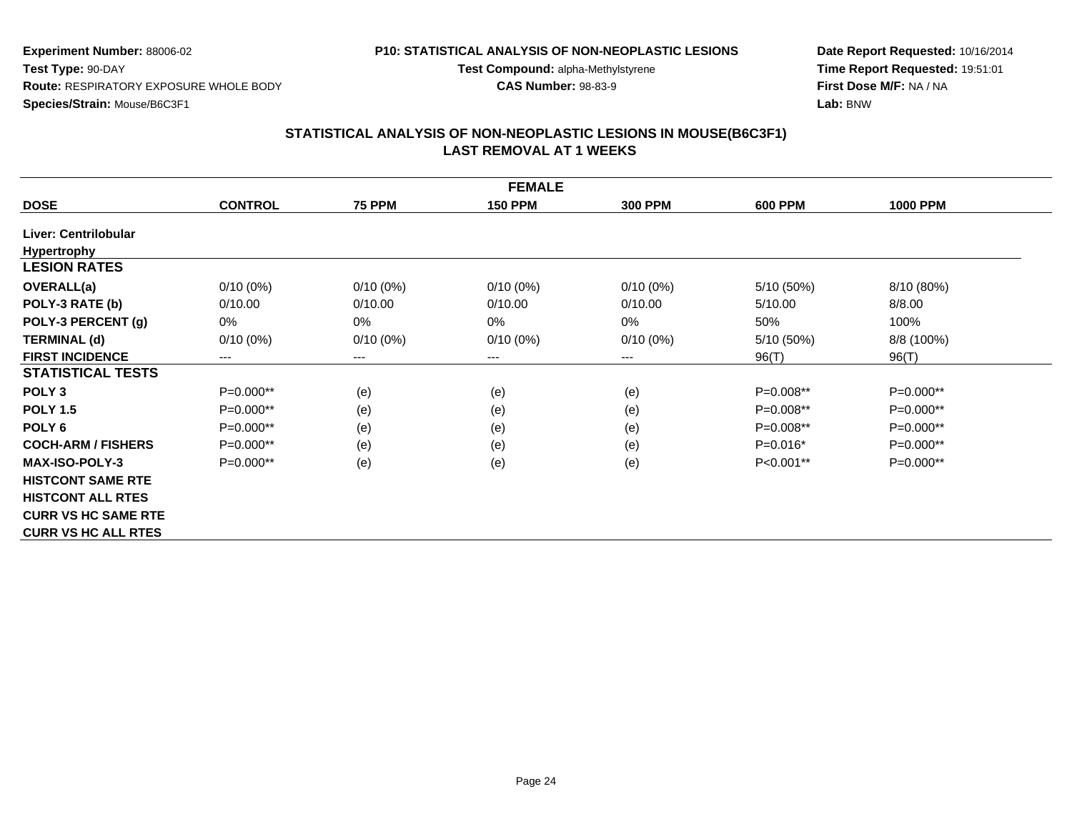**Experiment Number:** 88006-02
**Test Type:** 90-DAY
**Route:** RESPIRATORY EXPOSURE WHOLE BODY
**Species/Strain:** Mouse/B6C3F1

**P10: STATISTICAL ANALYSIS OF NON-NEOPLASTIC LESIONS**
**Test Compound:** alpha-Methylstyrene
**CAS Number:** 98-83-9

**Date Report Requested:** 10/16/2014
**Time Report Requested:** 19:51:01
**First Dose M/F:** NA / NA
**Lab:** BNW

## STATISTICAL ANALYSIS OF NON-NEOPLASTIC LESIONS IN MOUSE(B6C3F1)
## LAST REMOVAL AT 1 WEEKS

| FEMALE | | | | | | |
|---|---|---|---|---|---|---|
| **DOSE** | **CONTROL** | **75 PPM** | **150 PPM** | **300 PPM** | **600 PPM** | **1000 PPM** |
| **Liver: Centrilobular Hypertrophy** | | | | | | |
| **LESION RATES** | | | | | | |
| **OVERALL(a)** | 0/10 (0%) | 0/10 (0%) | 0/10 (0%) | 0/10 (0%) | 5/10 (50%) | 8/10 (80%) |
| **POLY-3 RATE (b)** | 0/10.00 | 0/10.00 | 0/10.00 | 0/10.00 | 5/10.00 | 8/8.00 |
| **POLY-3 PERCENT (g)** | 0% | 0% | 0% | 0% | 50% | 100% |
| **TERMINAL (d)** | 0/10 (0%) | 0/10 (0%) | 0/10 (0%) | 0/10 (0%) | 5/10 (50%) | 8/8 (100%) |
| **FIRST INCIDENCE** | --- | --- | --- | --- | 96(T) | 96(T) |
| **STATISTICAL TESTS** | | | | | | |
| **POLY 3** | P=0.000** | (e) | (e) | (e) | P=0.008** | P=0.000** |
| **POLY 1.5** | P=0.000** | (e) | (e) | (e) | P=0.008** | P=0.000** |
| **POLY 6** | P=0.000** | (e) | (e) | (e) | P=0.008** | P=0.000** |
| **COCH-ARM / FISHERS** | P=0.000** | (e) | (e) | (e) | P=0.016* | P=0.000** |
| **MAX-ISO-POLY-3** | P=0.000** | (e) | (e) | (e) | P<0.001** | P=0.000** |
| **HISTCONT SAME RTE** | | | | | | |
| **HISTCONT ALL RTES** | | | | | | |
| **CURR VS HC SAME RTE** | | | | | | |
| **CURR VS HC ALL RTES** | | | | | | |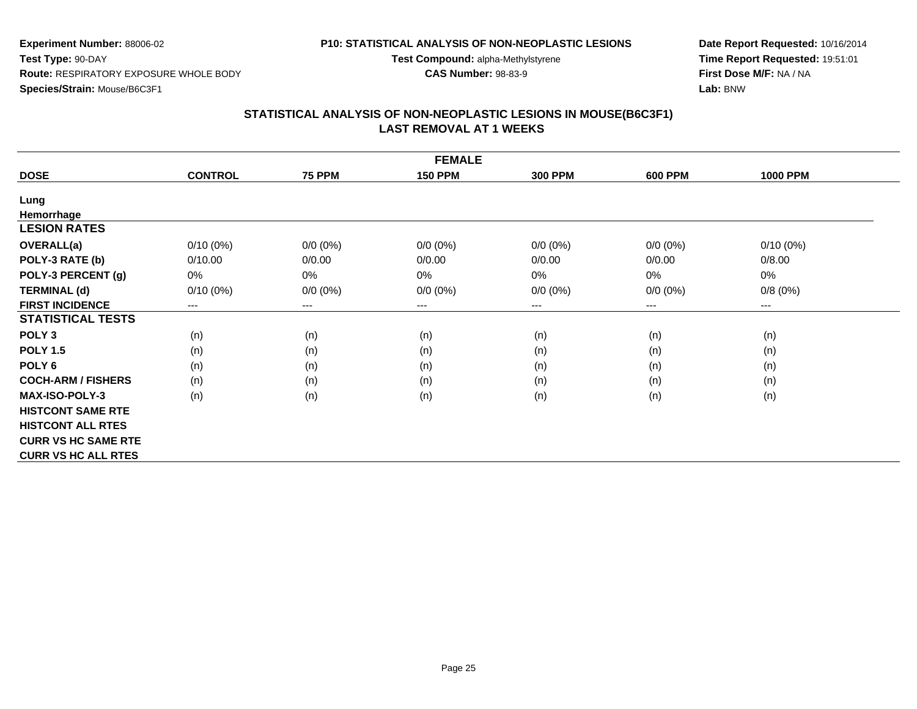**Experiment Number:** 88006-02
**Test Type:** 90-DAY
**Route:** RESPIRATORY EXPOSURE WHOLE BODY
**Species/Strain:** Mouse/B6C3F1

**P10: STATISTICAL ANALYSIS OF NON-NEOPLASTIC LESIONS**
**Test Compound:** alpha-Methylstyrene
**CAS Number:** 98-83-9

**Date Report Requested:** 10/16/2014
**Time Report Requested:** 19:51:01
**First Dose M/F:** NA / NA
**Lab:** BNW

## STATISTICAL ANALYSIS OF NON-NEOPLASTIC LESIONS IN MOUSE(B6C3F1)
## LAST REMOVAL AT 1 WEEKS

| FEMALE | | | | | | |
|---|---|---|---|---|---|---|
| **DOSE** | **CONTROL** | **75 PPM** | **150 PPM** | **300 PPM** | **600 PPM** | **1000 PPM** |
| **Lung** | | | | | | |
| **Hemorrhage** | | | | | | |
| **LESION RATES** | | | | | | |
| **OVERALL(a)** | 0/10 (0%) | 0/0 (0%) | 0/0 (0%) | 0/0 (0%) | 0/0 (0%) | 0/10 (0%) |
| **POLY-3 RATE (b)** | 0/10.00 | 0/0.00 | 0/0.00 | 0/0.00 | 0/0.00 | 0/8.00 |
| **POLY-3 PERCENT (g)** | 0% | 0% | 0% | 0% | 0% | 0% |
| **TERMINAL (d)** | 0/10 (0%) | 0/0 (0%) | 0/0 (0%) | 0/0 (0%) | 0/0 (0%) | 0/8 (0%) |
| **FIRST INCIDENCE** | --- | --- | --- | --- | --- | --- |
| **STATISTICAL TESTS** | | | | | | |
| **POLY 3** | (n) | (n) | (n) | (n) | (n) | (n) |
| **POLY 1.5** | (n) | (n) | (n) | (n) | (n) | (n) |
| **POLY 6** | (n) | (n) | (n) | (n) | (n) | (n) |
| **COCH-ARM / FISHERS** | (n) | (n) | (n) | (n) | (n) | (n) |
| **MAX-ISO-POLY-3** | (n) | (n) | (n) | (n) | (n) | (n) |
| **HISTCONT SAME RTE** | | | | | | |
| **HISTCONT ALL RTES** | | | | | | |
| **CURR VS HC SAME RTE** | | | | | | |
| **CURR VS HC ALL RTES** | | | | | | |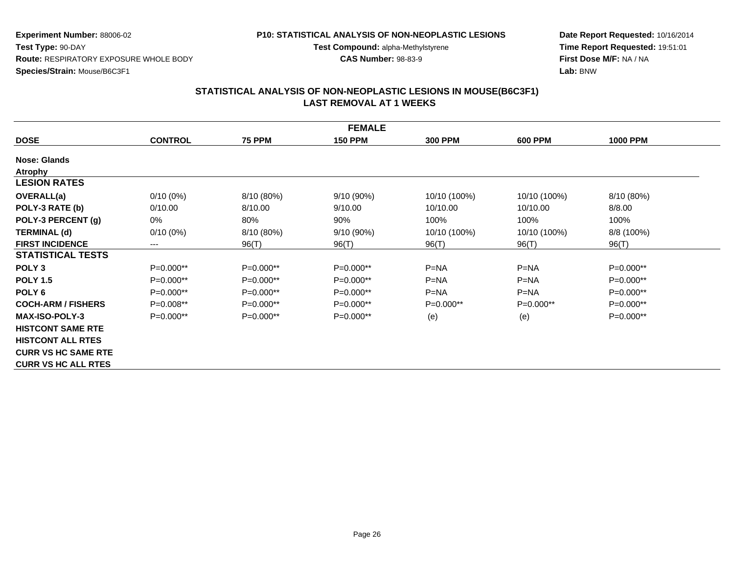**Experiment Number:** 88006-02
**Test Type:** 90-DAY
**Route:** RESPIRATORY EXPOSURE WHOLE BODY
**Species/Strain:** Mouse/B6C3F1

**P10: STATISTICAL ANALYSIS OF NON-NEOPLASTIC LESIONS**
**Test Compound:** alpha-Methylstyrene
**CAS Number:** 98-83-9

**Date Report Requested:** 10/16/2014
**Time Report Requested:** 19:51:01
**First Dose M/F:** NA / NA
**Lab:** BNW

## STATISTICAL ANALYSIS OF NON-NEOPLASTIC LESIONS IN MOUSE(B6C3F1)
## LAST REMOVAL AT 1 WEEKS

| FEMALE | | | | | | |
|---|---|---|---|---|---|---|
| **DOSE** | **CONTROL** | **75 PPM** | **150 PPM** | **300 PPM** | **600 PPM** | **1000 PPM** |
| **Nose: Glands** | | | | | | |
| **Atrophy** | | | | | | |
| **LESION RATES** | | | | | | |
| **OVERALL(a)** | 0/10 (0%) | 8/10 (80%) | 9/10 (90%) | 10/10 (100%) | 10/10 (100%) | 8/10 (80%) |
| **POLY-3 RATE (b)** | 0/10.00 | 8/10.00 | 9/10.00 | 10/10.00 | 10/10.00 | 8/8.00 |
| **POLY-3 PERCENT (g)** | 0% | 80% | 90% | 100% | 100% | 100% |
| **TERMINAL (d)** | 0/10 (0%) | 8/10 (80%) | 9/10 (90%) | 10/10 (100%) | 10/10 (100%) | 8/8 (100%) |
| **FIRST INCIDENCE** | --- | 96(T) | 96(T) | 96(T) | 96(T) | 96(T) |
| **STATISTICAL TESTS** | | | | | | |
| **POLY 3** | P=0.000** | P=0.000** | P=0.000** | P=NA | P=NA | P=0.000** |
| **POLY 1.5** | P=0.000** | P=0.000** | P=0.000** | P=NA | P=NA | P=0.000** |
| **POLY 6** | P=0.000** | P=0.000** | P=0.000** | P=NA | P=NA | P=0.000** |
| **COCH-ARM / FISHERS** | P=0.008** | P=0.000** | P=0.000** | P=0.000** | P=0.000** | P=0.000** |
| **MAX-ISO-POLY-3** | P=0.000** | P=0.000** | P=0.000** | (e) | (e) | P=0.000** |
| **HISTCONT SAME RTE** | | | | | | |
| **HISTCONT ALL RTES** | | | | | | |
| **CURR VS HC SAME RTE** | | | | | | |
| **CURR VS HC ALL RTES** | | | | | | |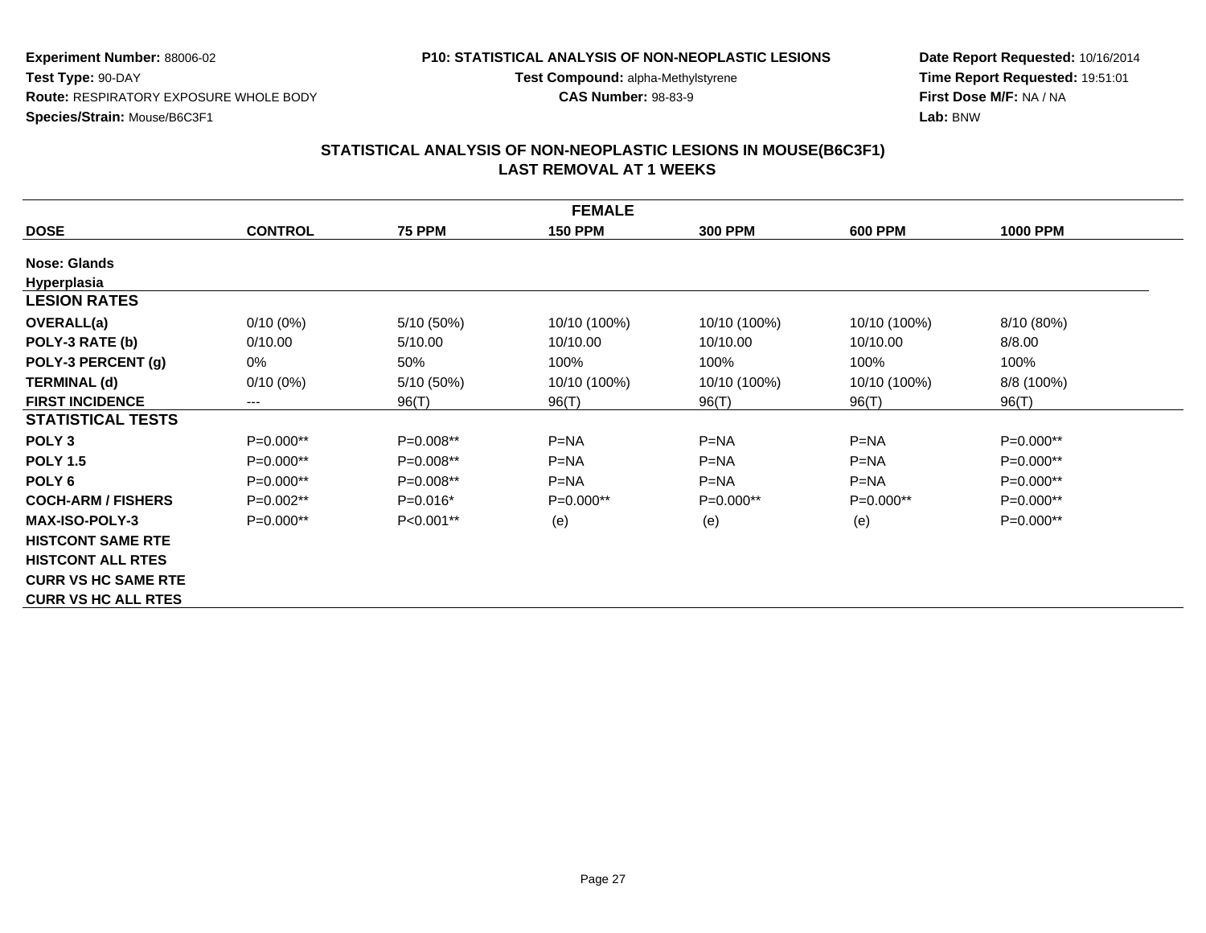**Experiment Number:** 88006-02
**Test Type:** 90-DAY
**Route:** RESPIRATORY EXPOSURE WHOLE BODY
**Species/Strain:** Mouse/B6C3F1

**P10: STATISTICAL ANALYSIS OF NON-NEOPLASTIC LESIONS**
**Test Compound:** alpha-Methylstyrene
**CAS Number:** 98-83-9

**Date Report Requested:** 10/16/2014
**Time Report Requested:** 19:51:01
**First Dose M/F:** NA / NA
**Lab:** BNW

## STATISTICAL ANALYSIS OF NON-NEOPLASTIC LESIONS IN MOUSE(B6C3F1) LAST REMOVAL AT 1 WEEKS

| FEMALE | | | | | | |
|---|---|---|---|---|---|---|
| **DOSE** | **CONTROL** | **75 PPM** | **150 PPM** | **300 PPM** | **600 PPM** | **1000 PPM** |
| **Nose: Glands** | | | | | | |
| **Hyperplasia** | | | | | | |
| **LESION RATES** | | | | | | |
| **OVERALL(a)** | 0/10 (0%) | 5/10 (50%) | 10/10 (100%) | 10/10 (100%) | 10/10 (100%) | 8/10 (80%) |
| **POLY-3 RATE (b)** | 0/10.00 | 5/10.00 | 10/10.00 | 10/10.00 | 10/10.00 | 8/8.00 |
| **POLY-3 PERCENT (g)** | 0% | 50% | 100% | 100% | 100% | 100% |
| **TERMINAL (d)** | 0/10 (0%) | 5/10 (50%) | 10/10 (100%) | 10/10 (100%) | 10/10 (100%) | 8/8 (100%) |
| **FIRST INCIDENCE** | --- | 96(T) | 96(T) | 96(T) | 96(T) | 96(T) |
| **STATISTICAL TESTS** | | | | | | |
| **POLY 3** | P=0.000** | P=0.008** | P=NA | P=NA | P=NA | P=0.000** |
| **POLY 1.5** | P=0.000** | P=0.008** | P=NA | P=NA | P=NA | P=0.000** |
| **POLY 6** | P=0.000** | P=0.008** | P=NA | P=NA | P=NA | P=0.000** |
| **COCH-ARM / FISHERS** | P=0.002** | P=0.016* | P=0.000** | P=0.000** | P=0.000** | P=0.000** |
| **MAX-ISO-POLY-3** | P=0.000** | P<0.001** | (e) | (e) | (e) | P=0.000** |
| **HISTCONT SAME RTE** | | | | | | |
| **HISTCONT ALL RTES** | | | | | | |
| **CURR VS HC SAME RTE** | | | | | | |
| **CURR VS HC ALL RTES** | | | | | | |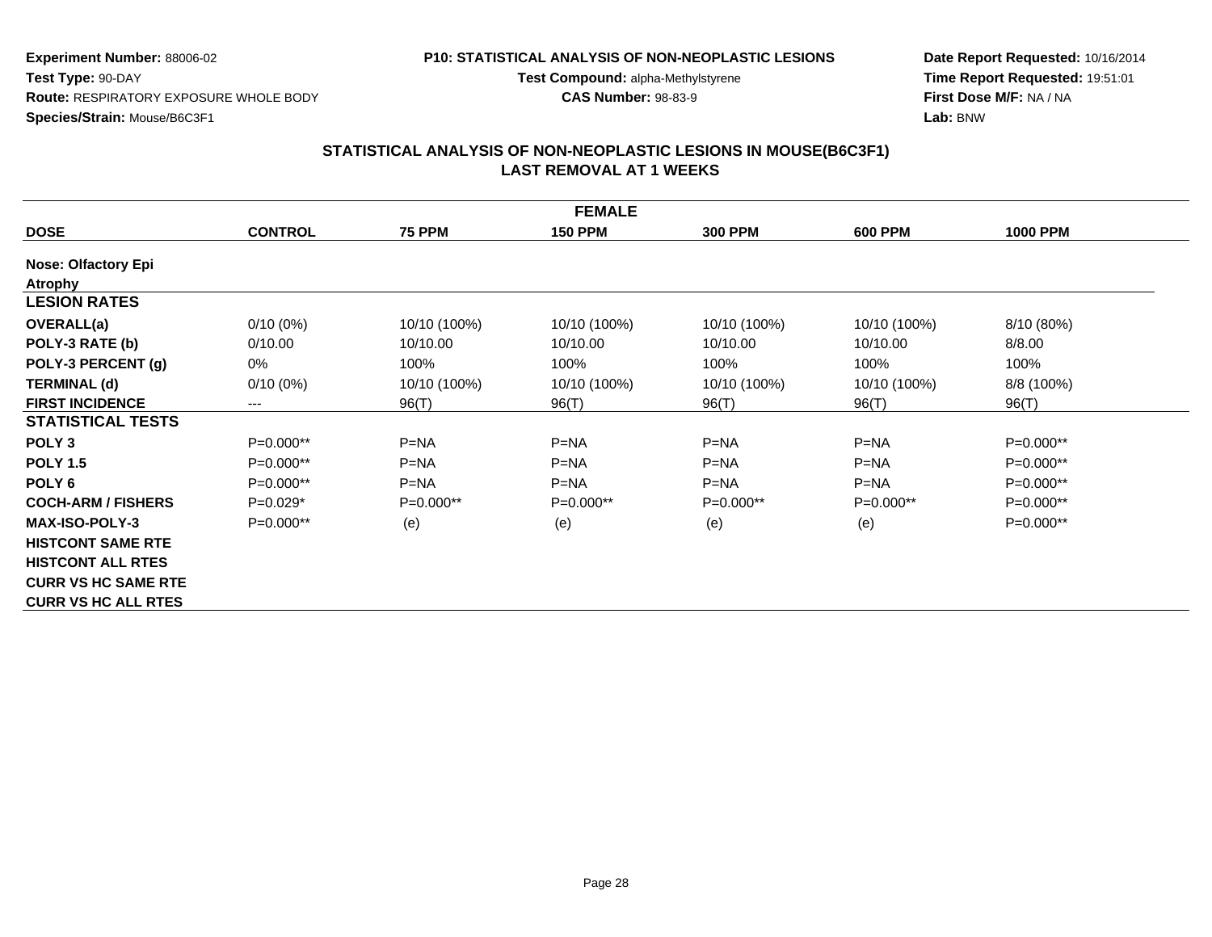**Experiment Number:** 88006-02
**Test Type:** 90-DAY
**Route:** RESPIRATORY EXPOSURE WHOLE BODY
**Species/Strain:** Mouse/B6C3F1

**P10: STATISTICAL ANALYSIS OF NON-NEOPLASTIC LESIONS**
**Test Compound:** alpha-Methylstyrene
**CAS Number:** 98-83-9

**Date Report Requested:** 10/16/2014
**Time Report Requested:** 19:51:01
**First Dose M/F:** NA / NA
**Lab:** BNW

## STATISTICAL ANALYSIS OF NON-NEOPLASTIC LESIONS IN MOUSE(B6C3F1)
## LAST REMOVAL AT 1 WEEKS

| FEMALE | | | | | | |
|---|---|---|---|---|---|---|
| **DOSE** | **CONTROL** | **75 PPM** | **150 PPM** | **300 PPM** | **600 PPM** | **1000 PPM** |
| **Nose: Olfactory Epi** | | | | | | |
| **Atrophy** | | | | | | |
| **LESION RATES** | | | | | | |
| **OVERALL(a)** | 0/10 (0%) | 10/10 (100%) | 10/10 (100%) | 10/10 (100%) | 10/10 (100%) | 8/10 (80%) |
| **POLY-3 RATE (b)** | 0/10.00 | 10/10.00 | 10/10.00 | 10/10.00 | 10/10.00 | 8/8.00 |
| **POLY-3 PERCENT (g)** | 0% | 100% | 100% | 100% | 100% | 100% |
| **TERMINAL (d)** | 0/10 (0%) | 10/10 (100%) | 10/10 (100%) | 10/10 (100%) | 10/10 (100%) | 8/8 (100%) |
| **FIRST INCIDENCE** | --- | 96(T) | 96(T) | 96(T) | 96(T) | 96(T) |
| **STATISTICAL TESTS** | | | | | | |
| **POLY 3** | P=0.000** | P=NA | P=NA | P=NA | P=NA | P=0.000** |
| **POLY 1.5** | P=0.000** | P=NA | P=NA | P=NA | P=NA | P=0.000** |
| **POLY 6** | P=0.000** | P=NA | P=NA | P=NA | P=NA | P=0.000** |
| **COCH-ARM / FISHERS** | P=0.029* | P=0.000** | P=0.000** | P=0.000** | P=0.000** | P=0.000** |
| **MAX-ISO-POLY-3** | P=0.000** | (e) | (e) | (e) | (e) | P=0.000** |
| **HISTCONT SAME RTE** | | | | | | |
| **HISTCONT ALL RTES** | | | | | | |
| **CURR VS HC SAME RTE** | | | | | | |
| **CURR VS HC ALL RTES** | | | | | | |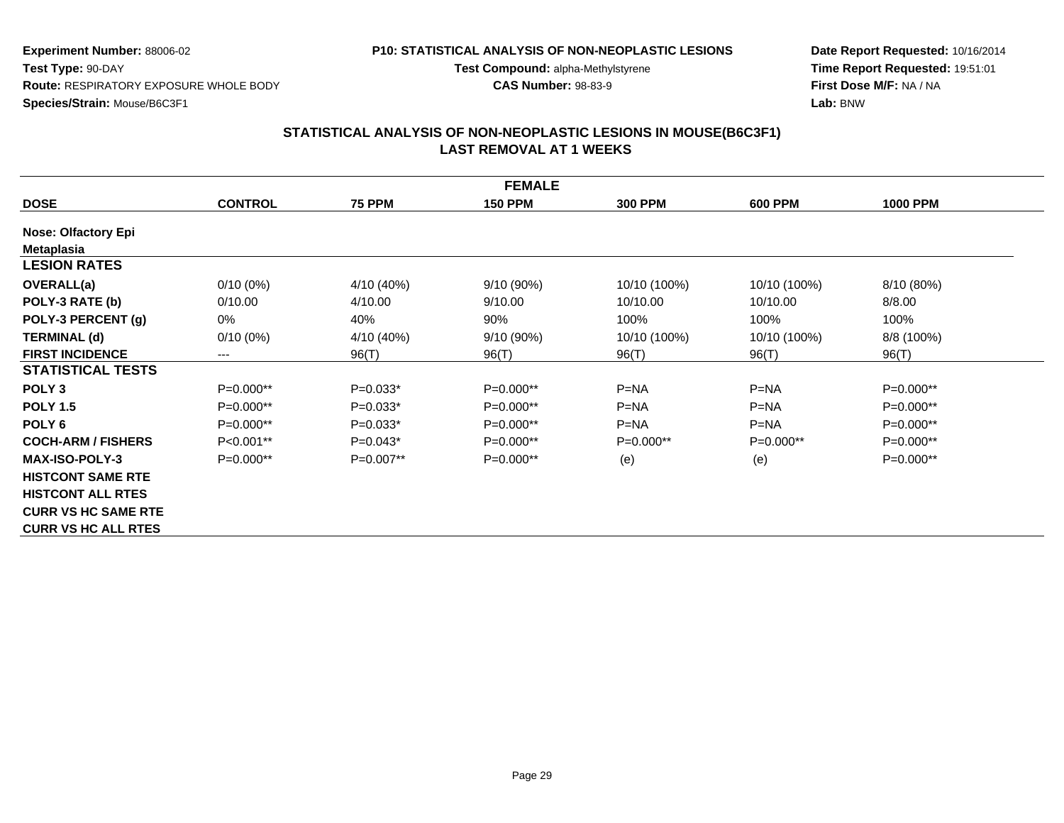**Experiment Number:** 88006-02
**Test Type:** 90-DAY
**Route:** RESPIRATORY EXPOSURE WHOLE BODY
**Species/Strain:** Mouse/B6C3F1

**P10: STATISTICAL ANALYSIS OF NON-NEOPLASTIC LESIONS**
**Test Compound:** alpha-Methylstyrene
**CAS Number:** 98-83-9

**Date Report Requested:** 10/16/2014
**Time Report Requested:** 19:51:01
**First Dose M/F:** NA / NA
**Lab:** BNW

## STATISTICAL ANALYSIS OF NON-NEOPLASTIC LESIONS IN MOUSE(B6C3F1)
## LAST REMOVAL AT 1 WEEKS

| FEMALE | | | | | | |
|---|---|---|---|---|---|---|
| **DOSE** | **CONTROL** | **75 PPM** | **150 PPM** | **300 PPM** | **600 PPM** | **1000 PPM** |
| **Nose: Olfactory Epi** | | | | | | |
| **Metaplasia** | | | | | | |
| **LESION RATES** | | | | | | |
| **OVERALL(a)** | 0/10 (0%) | 4/10 (40%) | 9/10 (90%) | 10/10 (100%) | 10/10 (100%) | 8/10 (80%) |
| **POLY-3 RATE (b)** | 0/10.00 | 4/10.00 | 9/10.00 | 10/10.00 | 10/10.00 | 8/8.00 |
| **POLY-3 PERCENT (g)** | 0% | 40% | 90% | 100% | 100% | 100% |
| **TERMINAL (d)** | 0/10 (0%) | 4/10 (40%) | 9/10 (90%) | 10/10 (100%) | 10/10 (100%) | 8/8 (100%) |
| **FIRST INCIDENCE** | --- | 96(T) | 96(T) | 96(T) | 96(T) | 96(T) |
| **STATISTICAL TESTS** | | | | | | |
| **POLY 3** | P=0.000** | P=0.033* | P=0.000** | P=NA | P=NA | P=0.000** |
| **POLY 1.5** | P=0.000** | P=0.033* | P=0.000** | P=NA | P=NA | P=0.000** |
| **POLY 6** | P=0.000** | P=0.033* | P=0.000** | P=NA | P=NA | P=0.000** |
| **COCH-ARM / FISHERS** | P<0.001** | P=0.043* | P=0.000** | P=0.000** | P=0.000** | P=0.000** |
| **MAX-ISO-POLY-3** | P=0.000** | P=0.007** | P=0.000** | (e) | (e) | P=0.000** |
| **HISTCONT SAME RTE** | | | | | | |
| **HISTCONT ALL RTES** | | | | | | |
| **CURR VS HC SAME RTE** | | | | | | |
| **CURR VS HC ALL RTES** | | | | | | |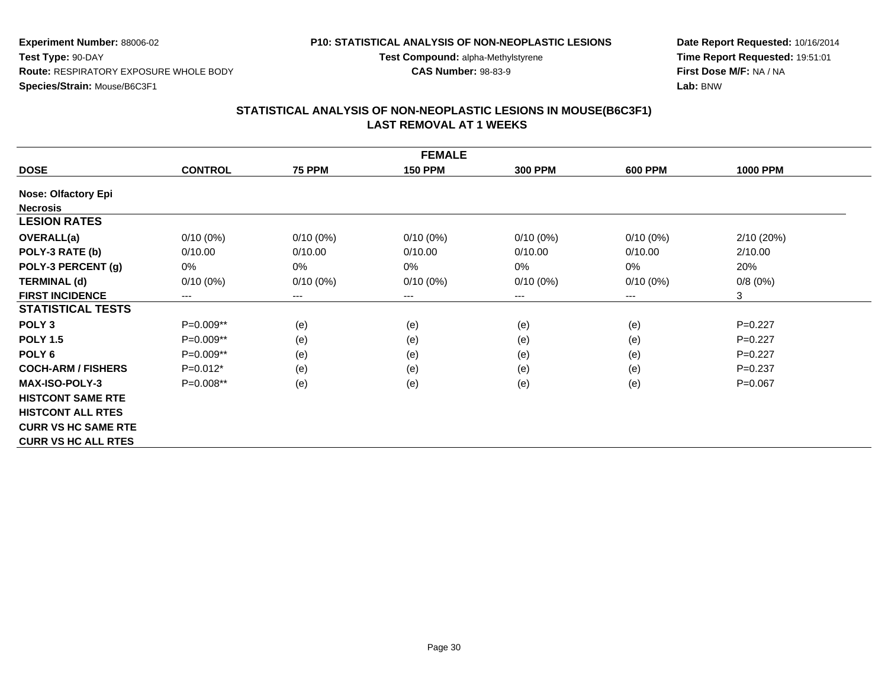**Experiment Number:** 88006-02
**Test Type:** 90-DAY
**Route:** RESPIRATORY EXPOSURE WHOLE BODY
**Species/Strain:** Mouse/B6C3F1

**P10: STATISTICAL ANALYSIS OF NON-NEOPLASTIC LESIONS**
**Test Compound:** alpha-Methylstyrene
**CAS Number:** 98-83-9

**Date Report Requested:** 10/16/2014
**Time Report Requested:** 19:51:01
**First Dose M/F:** NA / NA
**Lab:** BNW

## STATISTICAL ANALYSIS OF NON-NEOPLASTIC LESIONS IN MOUSE(B6C3F1)
## LAST REMOVAL AT 1 WEEKS

| FEMALE | | | | | | |
|---|---|---|---|---|---|---|
| **DOSE** | **CONTROL** | **75 PPM** | **150 PPM** | **300 PPM** | **600 PPM** | **1000 PPM** |
| **Nose: Olfactory Epi** | | | | | | |
| **Necrosis** | | | | | | |
| **LESION RATES** | | | | | | |
| **OVERALL(a)** | 0/10 (0%) | 0/10 (0%) | 0/10 (0%) | 0/10 (0%) | 0/10 (0%) | 2/10 (20%) |
| **POLY-3 RATE (b)** | 0/10.00 | 0/10.00 | 0/10.00 | 0/10.00 | 0/10.00 | 2/10.00 |
| **POLY-3 PERCENT (g)** | 0% | 0% | 0% | 0% | 0% | 20% |
| **TERMINAL (d)** | 0/10 (0%) | 0/10 (0%) | 0/10 (0%) | 0/10 (0%) | 0/10 (0%) | 0/8 (0%) |
| **FIRST INCIDENCE** | --- | --- | --- | --- | --- | 3 |
| **STATISTICAL TESTS** | | | | | | |
| **POLY 3** | P=0.009** | (e) | (e) | (e) | (e) | P=0.227 |
| **POLY 1.5** | P=0.009** | (e) | (e) | (e) | (e) | P=0.227 |
| **POLY 6** | P=0.009** | (e) | (e) | (e) | (e) | P=0.227 |
| **COCH-ARM / FISHERS** | P=0.012* | (e) | (e) | (e) | (e) | P=0.237 |
| **MAX-ISO-POLY-3** | P=0.008** | (e) | (e) | (e) | (e) | P=0.067 |
| **HISTCONT SAME RTE** | | | | | | |
| **HISTCONT ALL RTES** | | | | | | |
| **CURR VS HC SAME RTE** | | | | | | |
| **CURR VS HC ALL RTES** | | | | | | |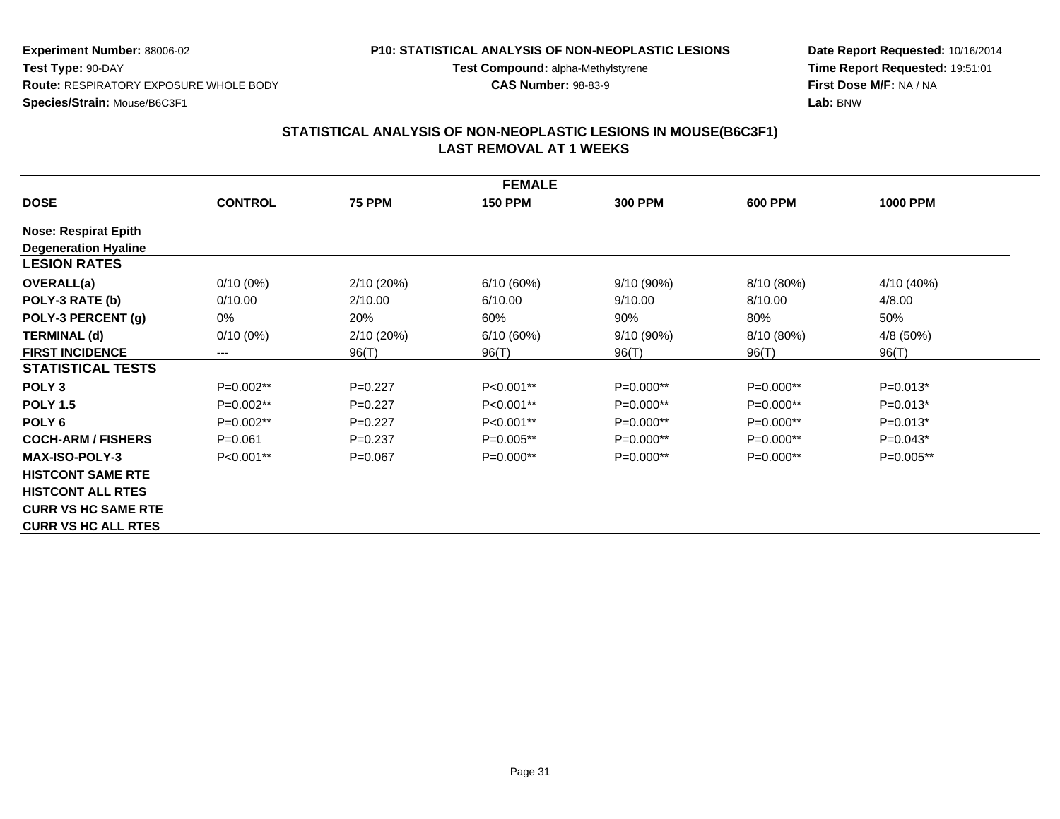**Experiment Number:** 88006-02
**Test Type:** 90-DAY
**Route:** RESPIRATORY EXPOSURE WHOLE BODY
**Species/Strain:** Mouse/B6C3F1

**P10: STATISTICAL ANALYSIS OF NON-NEOPLASTIC LESIONS**
**Test Compound:** alpha-Methylstyrene
**CAS Number:** 98-83-9

**Date Report Requested:** 10/16/2014
**Time Report Requested:** 19:51:01
**First Dose M/F:** NA / NA
**Lab:** BNW

## STATISTICAL ANALYSIS OF NON-NEOPLASTIC LESIONS IN MOUSE(B6C3F1)
## LAST REMOVAL AT 1 WEEKS

| FEMALE | | | | | | |
|---|---|---|---|---|---|---|
| **DOSE** | **CONTROL** | **75 PPM** | **150 PPM** | **300 PPM** | **600 PPM** | **1000 PPM** |
| **Nose: Respirat Epith** | | | | | | |
| **Degeneration Hyaline** | | | | | | |
| **LESION RATES** | | | | | | |
| **OVERALL(a)** | 0/10 (0%) | 2/10 (20%) | 6/10 (60%) | 9/10 (90%) | 8/10 (80%) | 4/10 (40%) |
| **POLY-3 RATE (b)** | 0/10.00 | 2/10.00 | 6/10.00 | 9/10.00 | 8/10.00 | 4/8.00 |
| **POLY-3 PERCENT (g)** | 0% | 20% | 60% | 90% | 80% | 50% |
| **TERMINAL (d)** | 0/10 (0%) | 2/10 (20%) | 6/10 (60%) | 9/10 (90%) | 8/10 (80%) | 4/8 (50%) |
| **FIRST INCIDENCE** | --- | 96(T) | 96(T) | 96(T) | 96(T) | 96(T) |
| **STATISTICAL TESTS** | | | | | | |
| **POLY 3** | P=0.002** | P=0.227 | P<0.001** | P=0.000** | P=0.000** | P=0.013* |
| **POLY 1.5** | P=0.002** | P=0.227 | P<0.001** | P=0.000** | P=0.000** | P=0.013* |
| **POLY 6** | P=0.002** | P=0.227 | P<0.001** | P=0.000** | P=0.000** | P=0.013* |
| **COCH-ARM / FISHERS** | P=0.061 | P=0.237 | P=0.005** | P=0.000** | P=0.000** | P=0.043* |
| **MAX-ISO-POLY-3** | P<0.001** | P=0.067 | P=0.000** | P=0.000** | P=0.000** | P=0.005** |
| **HISTCONT SAME RTE** | | | | | | |
| **HISTCONT ALL RTES** | | | | | | |
| **CURR VS HC SAME RTE** | | | | | | |
| **CURR VS HC ALL RTES** | | | | | | |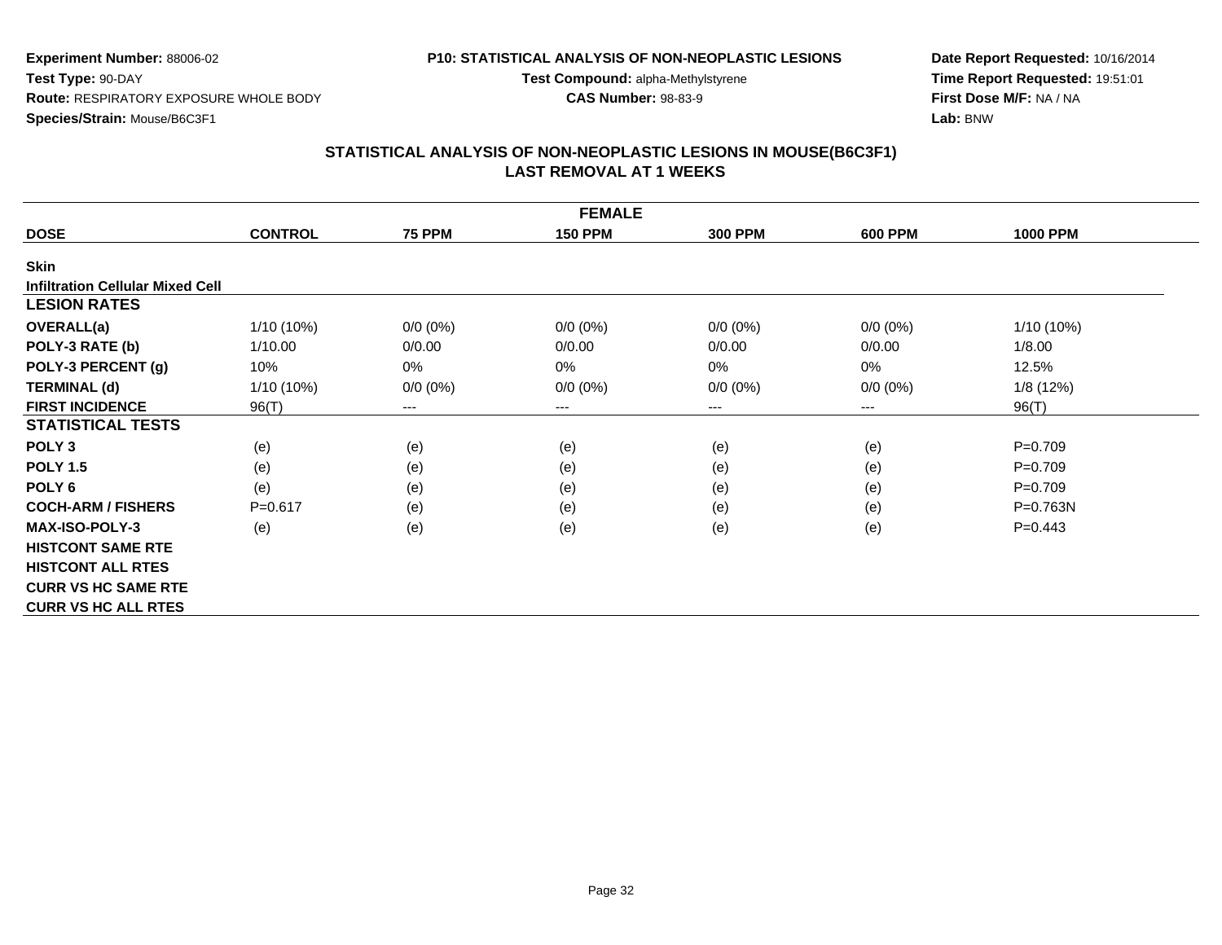**Experiment Number:** 88006-02
**Test Type:** 90-DAY
**Route:** RESPIRATORY EXPOSURE WHOLE BODY
**Species/Strain:** Mouse/B6C3F1

**P10: STATISTICAL ANALYSIS OF NON-NEOPLASTIC LESIONS**
**Test Compound:** alpha-Methylstyrene
**CAS Number:** 98-83-9

**Date Report Requested:** 10/16/2014
**Time Report Requested:** 19:51:01
**First Dose M/F:** NA / NA
**Lab:** BNW

## STATISTICAL ANALYSIS OF NON-NEOPLASTIC LESIONS IN MOUSE(B6C3F1)
## LAST REMOVAL AT 1 WEEKS

| FEMALE | | | | | | |
|---|---|---|---|---|---|---|
| **DOSE** | **CONTROL** | **75 PPM** | **150 PPM** | **300 PPM** | **600 PPM** | **1000 PPM** |
| **Skin** | | | | | | |
| **Infiltration Cellular Mixed Cell** | | | | | | |
| **LESION RATES** | | | | | | |
| **OVERALL(a)** | 1/10 (10%) | 0/0 (0%) | 0/0 (0%) | 0/0 (0%) | 0/0 (0%) | 1/10 (10%) |
| **POLY-3 RATE (b)** | 1/10.00 | 0/0.00 | 0/0.00 | 0/0.00 | 0/0.00 | 1/8.00 |
| **POLY-3 PERCENT (g)** | 10% | 0% | 0% | 0% | 0% | 12.5% |
| **TERMINAL (d)** | 1/10 (10%) | 0/0 (0%) | 0/0 (0%) | 0/0 (0%) | 0/0 (0%) | 1/8 (12%) |
| **FIRST INCIDENCE** | 96(T) | --- | --- | --- | --- | 96(T) |
| **STATISTICAL TESTS** | | | | | | |
| **POLY 3** | (e) | (e) | (e) | (e) | (e) | P=0.709 |
| **POLY 1.5** | (e) | (e) | (e) | (e) | (e) | P=0.709 |
| **POLY 6** | (e) | (e) | (e) | (e) | (e) | P=0.709 |
| **COCH-ARM / FISHERS** | P=0.617 | (e) | (e) | (e) | (e) | P=0.763N |
| **MAX-ISO-POLY-3** | (e) | (e) | (e) | (e) | (e) | P=0.443 |
| **HISTCONT SAME RTE** | | | | | | |
| **HISTCONT ALL RTES** | | | | | | |
| **CURR VS HC SAME RTE** | | | | | | |
| **CURR VS HC ALL RTES** | | | | | | |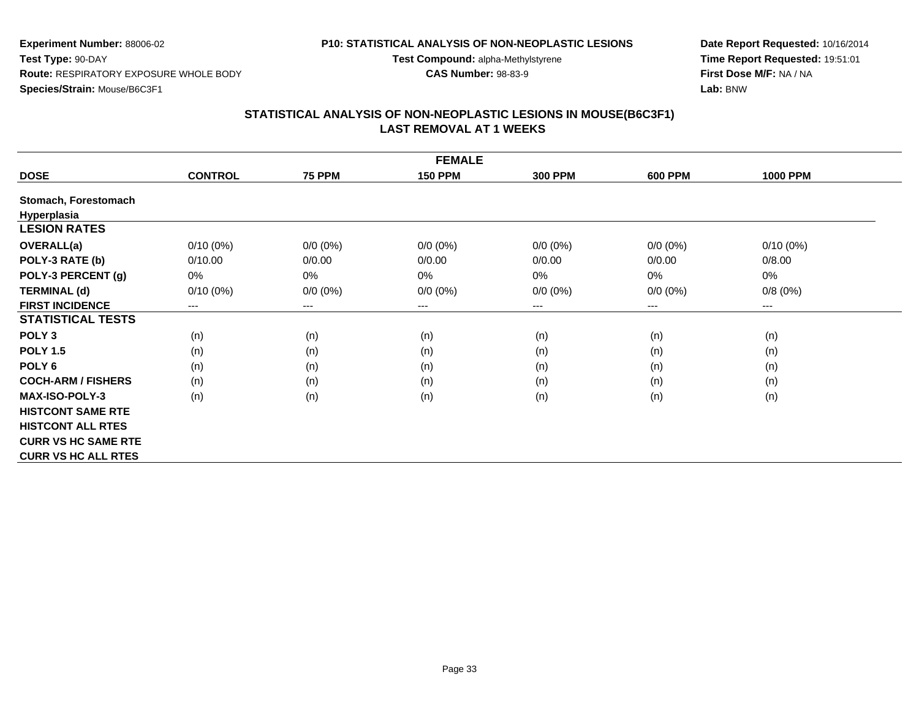**Experiment Number:** 88006-02
**Test Type:** 90-DAY
**Route:** RESPIRATORY EXPOSURE WHOLE BODY
**Species/Strain:** Mouse/B6C3F1

**P10: STATISTICAL ANALYSIS OF NON-NEOPLASTIC LESIONS**
**Test Compound:** alpha-Methylstyrene
**CAS Number:** 98-83-9

**Date Report Requested:** 10/16/2014
**Time Report Requested:** 19:51:01
**First Dose M/F:** NA / NA
**Lab:** BNW

## STATISTICAL ANALYSIS OF NON-NEOPLASTIC LESIONS IN MOUSE(B6C3F1)
## LAST REMOVAL AT 1 WEEKS

| FEMALE | | | | | | |
|---|---|---|---|---|---|---|
| **DOSE** | **CONTROL** | **75 PPM** | **150 PPM** | **300 PPM** | **600 PPM** | **1000 PPM** |
| **Stomach, Forestomach** | | | | | | |
| **Hyperplasia** | | | | | | |
| **LESION RATES** | | | | | | |
| **OVERALL(a)** | 0/10 (0%) | 0/0 (0%) | 0/0 (0%) | 0/0 (0%) | 0/0 (0%) | 0/10 (0%) |
| **POLY-3 RATE (b)** | 0/10.00 | 0/0.00 | 0/0.00 | 0/0.00 | 0/0.00 | 0/8.00 |
| **POLY-3 PERCENT (g)** | 0% | 0% | 0% | 0% | 0% | 0% |
| **TERMINAL (d)** | 0/10 (0%) | 0/0 (0%) | 0/0 (0%) | 0/0 (0%) | 0/0 (0%) | 0/8 (0%) |
| **FIRST INCIDENCE** | --- | --- | --- | --- | --- | --- |
| **STATISTICAL TESTS** | | | | | | |
| **POLY 3** | (n) | (n) | (n) | (n) | (n) | (n) |
| **POLY 1.5** | (n) | (n) | (n) | (n) | (n) | (n) |
| **POLY 6** | (n) | (n) | (n) | (n) | (n) | (n) |
| **COCH-ARM / FISHERS** | (n) | (n) | (n) | (n) | (n) | (n) |
| **MAX-ISO-POLY-3** | (n) | (n) | (n) | (n) | (n) | (n) |
| **HISTCONT SAME RTE** | | | | | | |
| **HISTCONT ALL RTES** | | | | | | |
| **CURR VS HC SAME RTE** | | | | | | |
| **CURR VS HC ALL RTES** | | | | | | |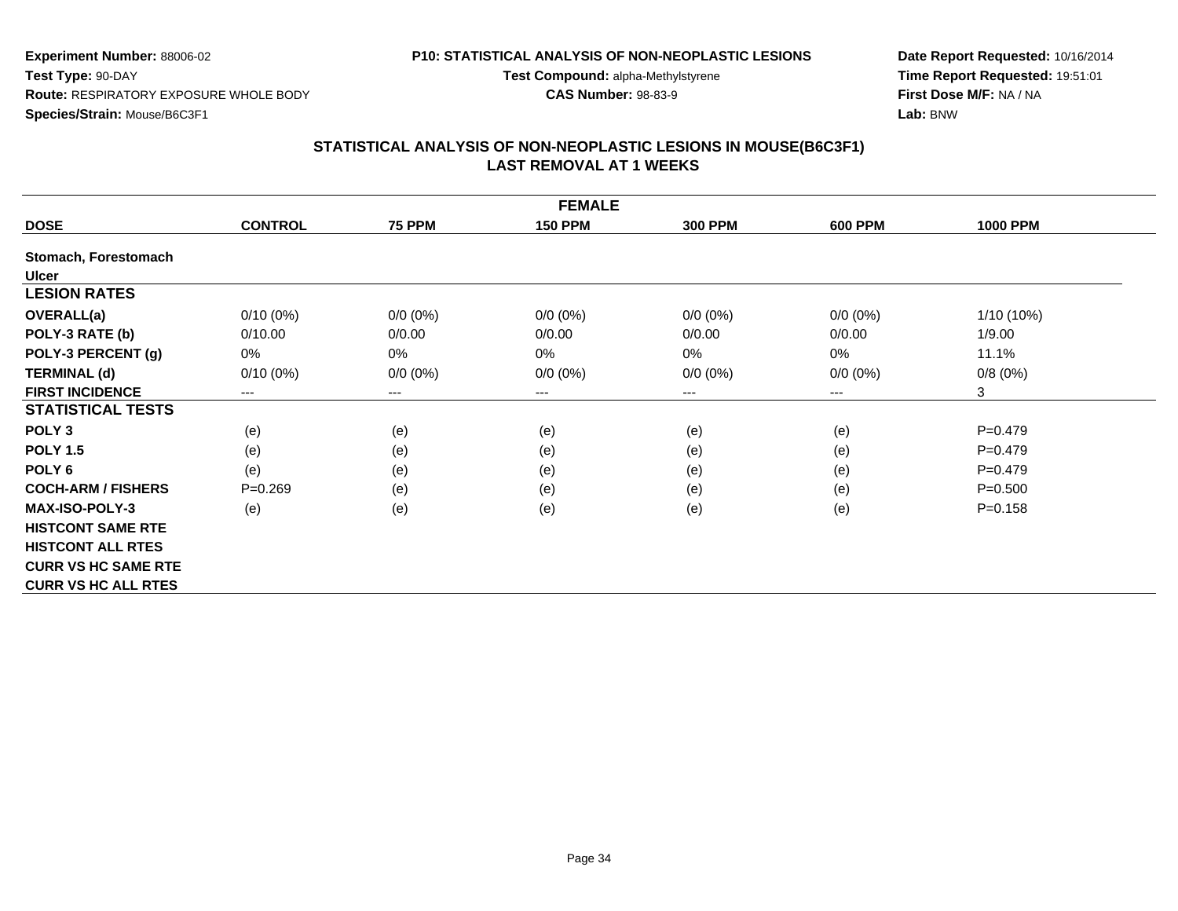**Experiment Number:** 88006-02
**Test Type:** 90-DAY
**Route:** RESPIRATORY EXPOSURE WHOLE BODY
**Species/Strain:** Mouse/B6C3F1

**P10: STATISTICAL ANALYSIS OF NON-NEOPLASTIC LESIONS**
**Test Compound:** alpha-Methylstyrene
**CAS Number:** 98-83-9

**Date Report Requested:** 10/16/2014
**Time Report Requested:** 19:51:01
**First Dose M/F:** NA / NA
**Lab:** BNW

## STATISTICAL ANALYSIS OF NON-NEOPLASTIC LESIONS IN MOUSE(B6C3F1)
## LAST REMOVAL AT 1 WEEKS

| FEMALE | | | | | | |
|---|---|---|---|---|---|---|
| **DOSE** | **CONTROL** | **75 PPM** | **150 PPM** | **300 PPM** | **600 PPM** | **1000 PPM** |
| **Stomach, Forestomach** | | | | | | |
| **Ulcer** | | | | | | |
| **LESION RATES** | | | | | | |
| **OVERALL(a)** | 0/10 (0%) | 0/0 (0%) | 0/0 (0%) | 0/0 (0%) | 0/0 (0%) | 1/10 (10%) |
| **POLY-3 RATE (b)** | 0/10.00 | 0/0.00 | 0/0.00 | 0/0.00 | 0/0.00 | 1/9.00 |
| **POLY-3 PERCENT (g)** | 0% | 0% | 0% | 0% | 0% | 11.1% |
| **TERMINAL (d)** | 0/10 (0%) | 0/0 (0%) | 0/0 (0%) | 0/0 (0%) | 0/0 (0%) | 0/8 (0%) |
| **FIRST INCIDENCE** | --- | --- | --- | --- | --- | 3 |
| **STATISTICAL TESTS** | | | | | | |
| **POLY 3** | (e) | (e) | (e) | (e) | (e) | P=0.479 |
| **POLY 1.5** | (e) | (e) | (e) | (e) | (e) | P=0.479 |
| **POLY 6** | (e) | (e) | (e) | (e) | (e) | P=0.479 |
| **COCH-ARM / FISHERS** | P=0.269 | (e) | (e) | (e) | (e) | P=0.500 |
| **MAX-ISO-POLY-3** | (e) | (e) | (e) | (e) | (e) | P=0.158 |
| **HISTCONT SAME RTE** | | | | | | |
| **HISTCONT ALL RTES** | | | | | | |
| **CURR VS HC SAME RTE** | | | | | | |
| **CURR VS HC ALL RTES** | | | | | | |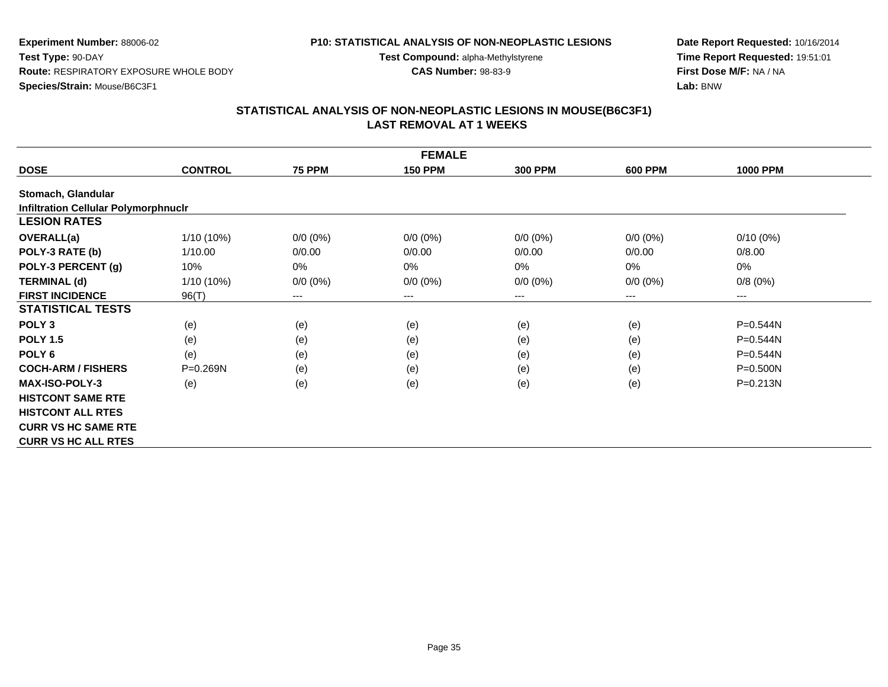**Experiment Number:** 88006-02
**Test Type:** 90-DAY
**Route:** RESPIRATORY EXPOSURE WHOLE BODY
**Species/Strain:** Mouse/B6C3F1

**P10: STATISTICAL ANALYSIS OF NON-NEOPLASTIC LESIONS**
**Test Compound:** alpha-Methylstyrene
**CAS Number:** 98-83-9

**Date Report Requested:** 10/16/2014
**Time Report Requested:** 19:51:01
**First Dose M/F:** NA / NA
**Lab:** BNW

## STATISTICAL ANALYSIS OF NON-NEOPLASTIC LESIONS IN MOUSE(B6C3F1) LAST REMOVAL AT 1 WEEKS

| FEMALE | | | | | | |
|---|---|---|---|---|---|---|
| **DOSE** | **CONTROL** | **75 PPM** | **150 PPM** | **300 PPM** | **600 PPM** | **1000 PPM** |
| **Stomach, Glandular** | | | | | | |
| **Infiltration Cellular Polymorphnuclr** | | | | | | |
| **LESION RATES** | | | | | | |
| **OVERALL(a)** | 1/10 (10%) | 0/0 (0%) | 0/0 (0%) | 0/0 (0%) | 0/0 (0%) | 0/10 (0%) |
| **POLY-3 RATE (b)** | 1/10.00 | 0/0.00 | 0/0.00 | 0/0.00 | 0/0.00 | 0/8.00 |
| **POLY-3 PERCENT (g)** | 10% | 0% | 0% | 0% | 0% | 0% |
| **TERMINAL (d)** | 1/10 (10%) | 0/0 (0%) | 0/0 (0%) | 0/0 (0%) | 0/0 (0%) | 0/8 (0%) |
| **FIRST INCIDENCE** | 96(T) | --- | --- | --- | --- | --- |
| **STATISTICAL TESTS** | | | | | | |
| **POLY 3** | (e) | (e) | (e) | (e) | (e) | P=0.544N |
| **POLY 1.5** | (e) | (e) | (e) | (e) | (e) | P=0.544N |
| **POLY 6** | (e) | (e) | (e) | (e) | (e) | P=0.544N |
| **COCH-ARM / FISHERS** | P=0.269N | (e) | (e) | (e) | (e) | P=0.500N |
| **MAX-ISO-POLY-3** | (e) | (e) | (e) | (e) | (e) | P=0.213N |
| **HISTCONT SAME RTE** | | | | | | |
| **HISTCONT ALL RTES** | | | | | | |
| **CURR VS HC SAME RTE** | | | | | | |
| **CURR VS HC ALL RTES** | | | | | | |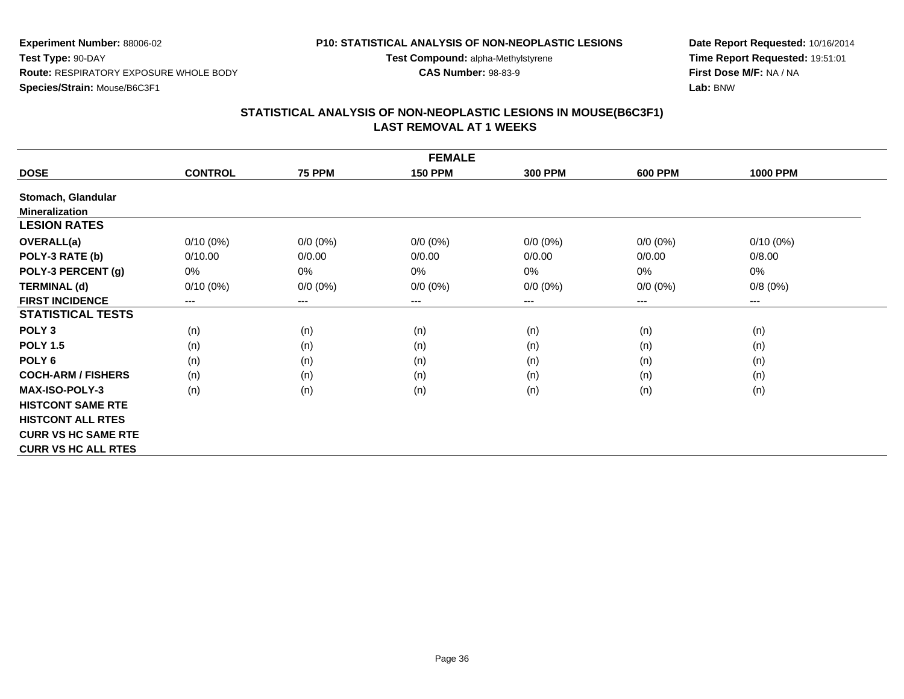**Experiment Number:** 88006-02
**Test Type:** 90-DAY
**Route:** RESPIRATORY EXPOSURE WHOLE BODY
**Species/Strain:** Mouse/B6C3F1

**P10: STATISTICAL ANALYSIS OF NON-NEOPLASTIC LESIONS**
**Test Compound:** alpha-Methylstyrene
**CAS Number:** 98-83-9

**Date Report Requested:** 10/16/2014
**Time Report Requested:** 19:51:01
**First Dose M/F:** NA / NA
**Lab:** BNW

## STATISTICAL ANALYSIS OF NON-NEOPLASTIC LESIONS IN MOUSE(B6C3F1)
## LAST REMOVAL AT 1 WEEKS

| FEMALE | | | | | | |
|---|---|---|---|---|---|---|
| **DOSE** | **CONTROL** | **75 PPM** | **150 PPM** | **300 PPM** | **600 PPM** | **1000 PPM** |
| **Stomach, Glandular** | | | | | | |
| **Mineralization** | | | | | | |
| **LESION RATES** | | | | | | |
| **OVERALL(a)** | 0/10 (0%) | 0/0 (0%) | 0/0 (0%) | 0/0 (0%) | 0/0 (0%) | 0/10 (0%) |
| **POLY-3 RATE (b)** | 0/10.00 | 0/0.00 | 0/0.00 | 0/0.00 | 0/0.00 | 0/8.00 |
| **POLY-3 PERCENT (g)** | 0% | 0% | 0% | 0% | 0% | 0% |
| **TERMINAL (d)** | 0/10 (0%) | 0/0 (0%) | 0/0 (0%) | 0/0 (0%) | 0/0 (0%) | 0/8 (0%) |
| **FIRST INCIDENCE** | --- | --- | --- | --- | --- | --- |
| **STATISTICAL TESTS** | | | | | | |
| **POLY 3** | (n) | (n) | (n) | (n) | (n) | (n) |
| **POLY 1.5** | (n) | (n) | (n) | (n) | (n) | (n) |
| **POLY 6** | (n) | (n) | (n) | (n) | (n) | (n) |
| **COCH-ARM / FISHERS** | (n) | (n) | (n) | (n) | (n) | (n) |
| **MAX-ISO-POLY-3** | (n) | (n) | (n) | (n) | (n) | (n) |
| **HISTCONT SAME RTE** | | | | | | |
| **HISTCONT ALL RTES** | | | | | | |
| **CURR VS HC SAME RTE** | | | | | | |
| **CURR VS HC ALL RTES** | | | | | | |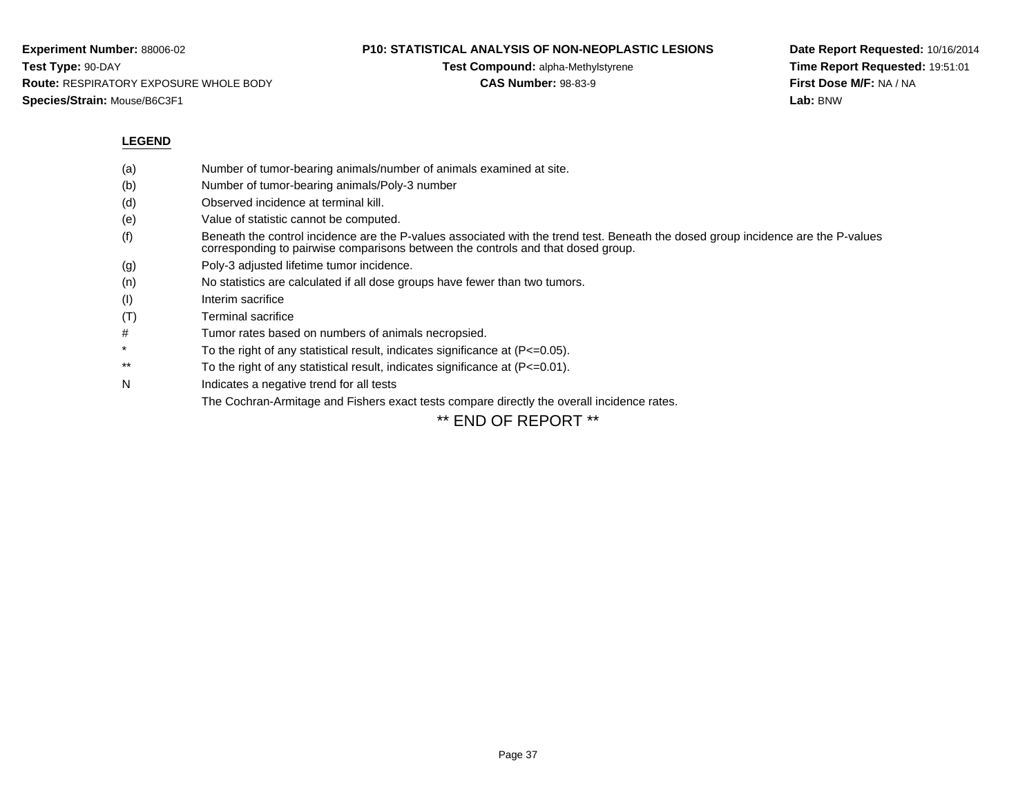**Experiment Number:** 88006-02
**Test Type:** 90-DAY
**Route:** RESPIRATORY EXPOSURE WHOLE BODY
**Species/Strain:** Mouse/B6C3F1

**P10: STATISTICAL ANALYSIS OF NON-NEOPLASTIC LESIONS**
**Test Compound:** alpha-Methylstyrene
**CAS Number:** 98-83-9

**Date Report Requested:** 10/16/2014
**Time Report Requested:** 19:51:01
**First Dose M/F:** NA / NA
**Lab:** BNW

## LEGEND

| | |
|---|---|
| (a) | Number of tumor-bearing animals/number of animals examined at site. |
| (b) | Number of tumor-bearing animals/Poly-3 number |
| (d) | Observed incidence at terminal kill. |
| (e) | Value of statistic cannot be computed. |
| (f) | Beneath the control incidence are the P-values associated with the trend test. Beneath the dosed group incidence are the P-values corresponding to pairwise comparisons between the controls and that dosed group. |
| (g) | Poly-3 adjusted lifetime tumor incidence. |
| (n) | No statistics are calculated if all dose groups have fewer than two tumors. |
| (I) | Interim sacrifice |
| (T) | Terminal sacrifice |
| # | Tumor rates based on numbers of animals necropsied. |
| * | To the right of any statistical result, indicates significance at (P<=0.05). |
| ** | To the right of any statistical result, indicates significance at (P<=0.01). |
| N | Indicates a negative trend for all tests |
| | The Cochran-Armitage and Fishers exact tests compare directly the overall incidence rates. |

** END OF REPORT **